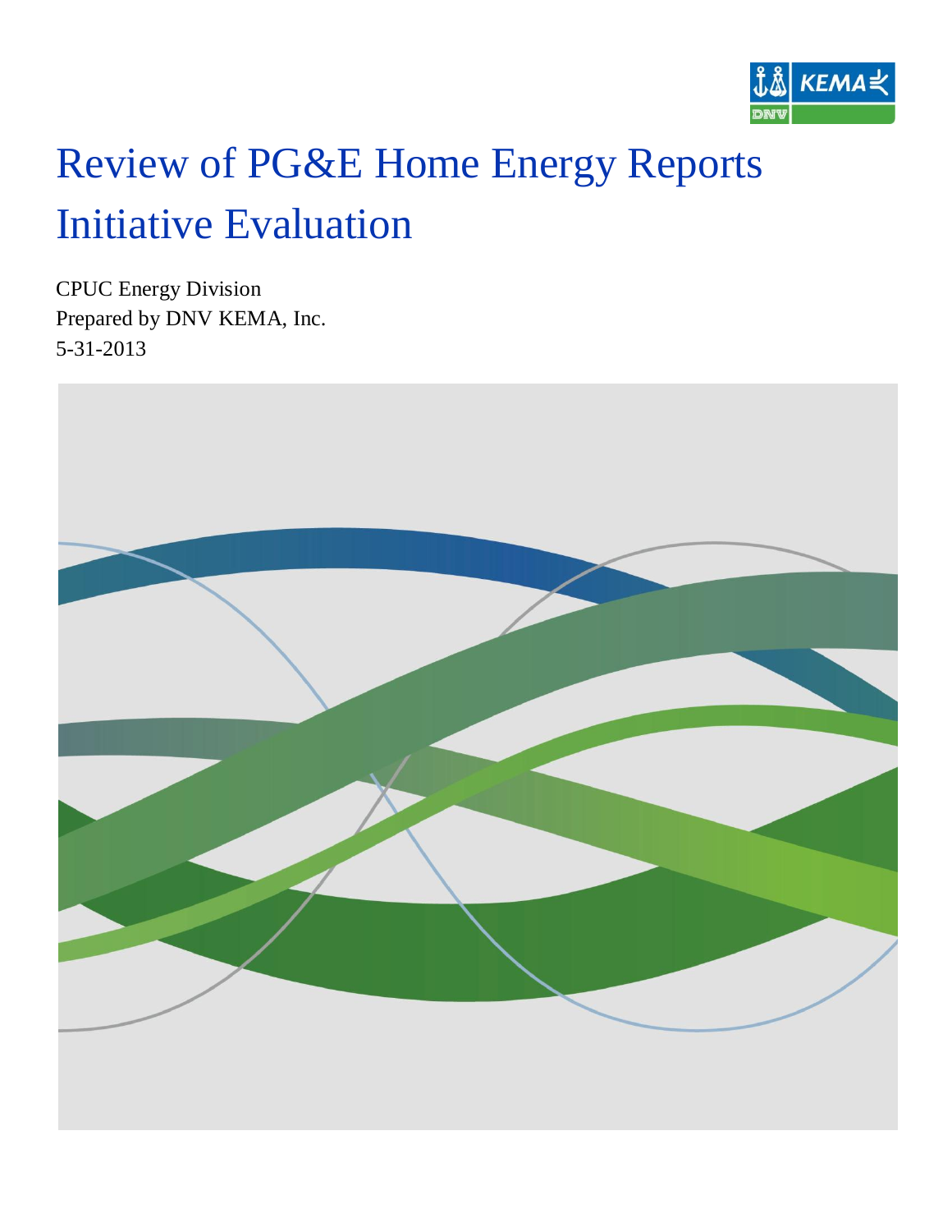# Review of PG&E Home Energy Reports Initiative Evaluation

CPUC Energy Division

Prepared by DNV KEMA, Inc.

5-31-2013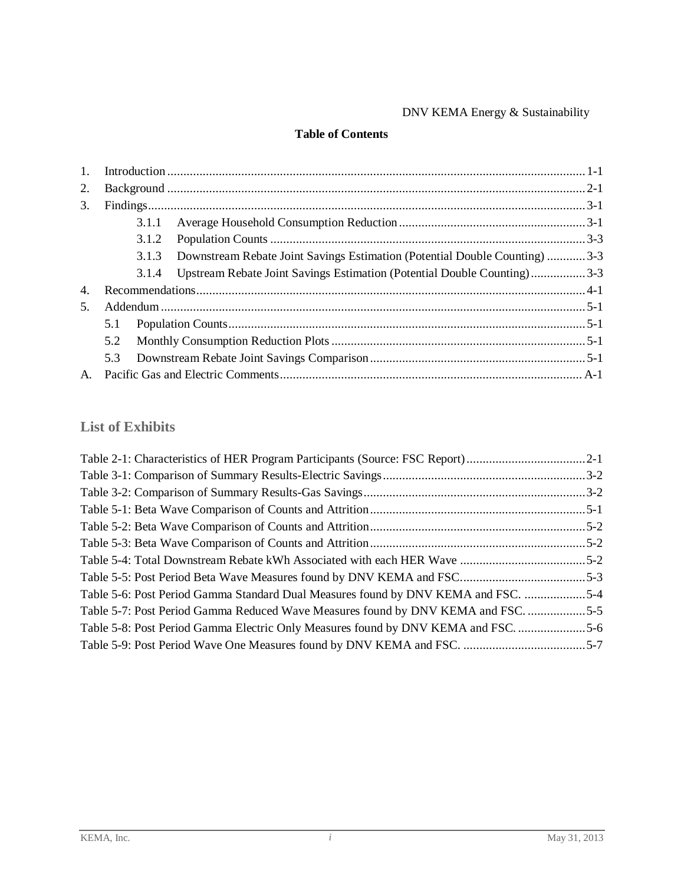## Table of Contents

1. Introduction ........ 1-1
2. Background ........ 2-1
3. Findings ........ 3-1
   - 3.1.1 Average Household Consumption Reduction ........ 3-1
   - 3.1.2 Population Counts ........ 3-3
   - 3.1.3 Downstream Rebate Joint Savings Estimation (Potential Double Counting) ........ 3-3
   - 3.1.4 Upstream Rebate Joint Savings Estimation (Potential Double Counting) ........ 3-3
4. Recommendations ........ 4-1
5. Addendum ........ 5-1
   - 5.1 Population Counts ........ 5-1
   - 5.2 Monthly Consumption Reduction Plots ........ 5-1
   - 5.3 Downstream Rebate Joint Savings Comparison ........ 5-1

A. Pacific Gas and Electric Comments ........ A-1

## List of Exhibits

Table 2-1: Characteristics of HER Program Participants (Source: FSC Report) ........ 2-1
Table 3-1: Comparison of Summary Results-Electric Savings ........ 3-2
Table 3-2: Comparison of Summary Results-Gas Savings ........ 3-2
Table 5-1: Beta Wave Comparison of Counts and Attrition ........ 5-1
Table 5-2: Beta Wave Comparison of Counts and Attrition ........ 5-2
Table 5-3: Beta Wave Comparison of Counts and Attrition ........ 5-2
Table 5-4: Total Downstream Rebate kWh Associated with each HER Wave ........ 5-2
Table 5-5: Post Period Beta Wave Measures found by DNV KEMA and FSC. ........ 5-3
Table 5-6: Post Period Gamma Standard Dual Measures found by DNV KEMA and FSC. ........ 5-4
Table 5-7: Post Period Gamma Reduced Wave Measures found by DNV KEMA and FSC. ........ 5-5
Table 5-8: Post Period Gamma Electric Only Measures found by DNV KEMA and FSC. ........ 5-6
Table 5-9: Post Period Wave One Measures found by DNV KEMA and FSC. ........ 5-7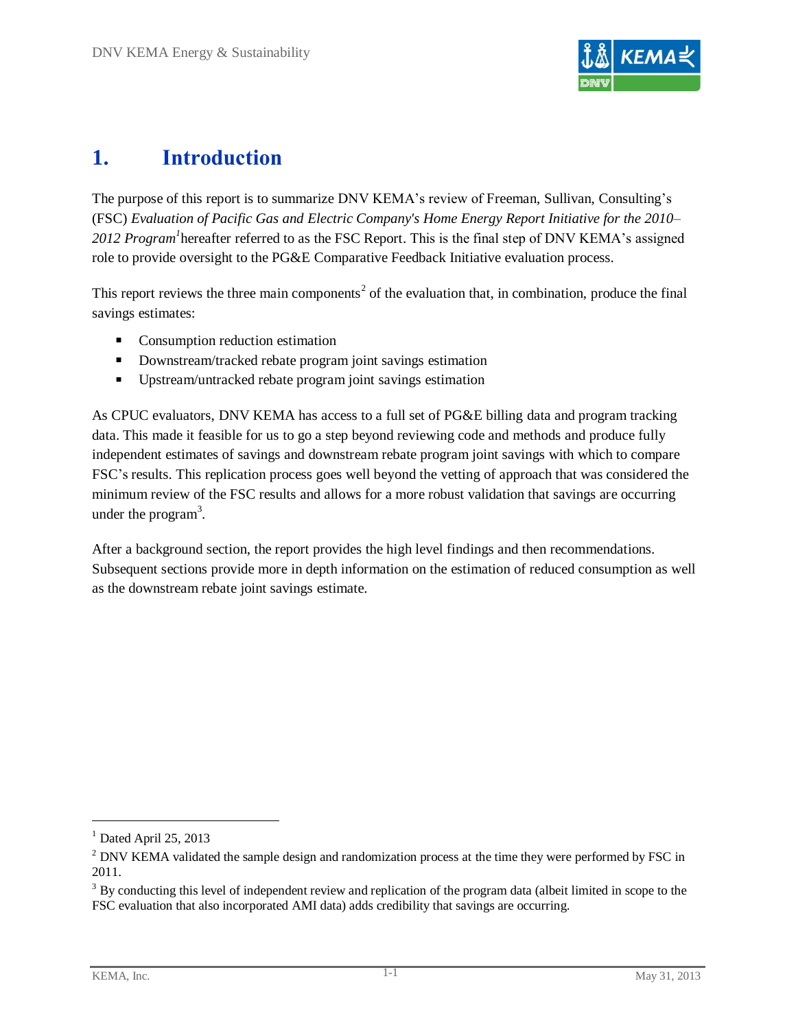# 1. Introduction

The purpose of this report is to summarize DNV KEMA's review of Freeman, Sullivan, Consulting's (FSC) *Evaluation of Pacific Gas and Electric Company's Home Energy Report Initiative for the 2010–2012 Program*[1]hereafter referred to as the FSC Report. This is the final step of DNV KEMA's assigned role to provide oversight to the PG&E Comparative Feedback Initiative evaluation process.

This report reviews the three main components[2] of the evaluation that, in combination, produce the final savings estimates:

- Consumption reduction estimation
- Downstream/tracked rebate program joint savings estimation
- Upstream/untracked rebate program joint savings estimation

As CPUC evaluators, DNV KEMA has access to a full set of PG&E billing data and program tracking data. This made it feasible for us to go a step beyond reviewing code and methods and produce fully independent estimates of savings and downstream rebate program joint savings with which to compare FSC's results. This replication process goes well beyond the vetting of approach that was considered the minimum review of the FSC results and allows for a more robust validation that savings are occurring under the program[3].

After a background section, the report provides the high level findings and then recommendations. Subsequent sections provide more in depth information on the estimation of reduced consumption as well as the downstream rebate joint savings estimate.

---

[1] Dated April 25, 2013

[2] DNV KEMA validated the sample design and randomization process at the time they were performed by FSC in 2011.

[3] By conducting this level of independent review and replication of the program data (albeit limited in scope to the FSC evaluation that also incorporated AMI data) adds credibility that savings are occurring.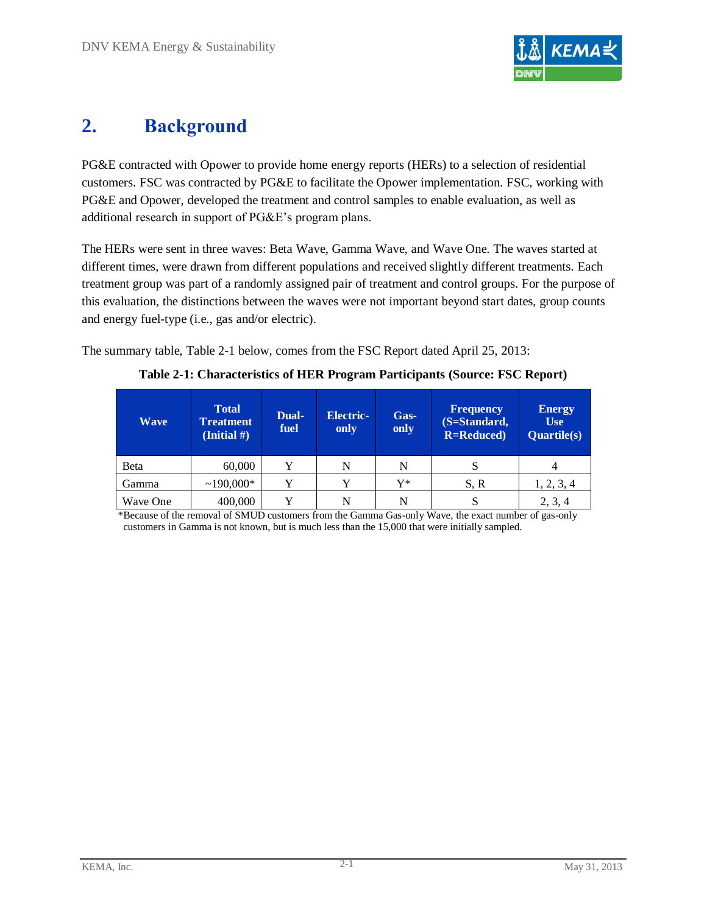# 2. Background

PG&E contracted with Opower to provide home energy reports (HERs) to a selection of residential customers. FSC was contracted by PG&E to facilitate the Opower implementation. FSC, working with PG&E and Opower, developed the treatment and control samples to enable evaluation, as well as additional research in support of PG&E's program plans.

The HERs were sent in three waves: Beta Wave, Gamma Wave, and Wave One. The waves started at different times, were drawn from different populations and received slightly different treatments. Each treatment group was part of a randomly assigned pair of treatment and control groups. For the purpose of this evaluation, the distinctions between the waves were not important beyond start dates, group counts and energy fuel-type (i.e., gas and/or electric).

The summary table, Table 2-1 below, comes from the FSC Report dated April 25, 2013:

**Table 2-1: Characteristics of HER Program Participants (Source: FSC Report)**

| Wave | Total Treatment (Initial #) | Dual-fuel | Electric-only | Gas-only | Frequency (S=Standard, R=Reduced) | Energy Use Quartile(s) |
|---|---|---|---|---|---|---|
| Beta | 60,000 | Y | N | N | S | 4 |
| Gamma | ~190,000* | Y | Y | Y* | S, R | 1, 2, 3, 4 |
| Wave One | 400,000 | Y | N | N | S | 2, 3, 4 |

*Because of the removal of SMUD customers from the Gamma Gas-only Wave, the exact number of gas-only customers in Gamma is not known, but is much less than the 15,000 that were initially sampled.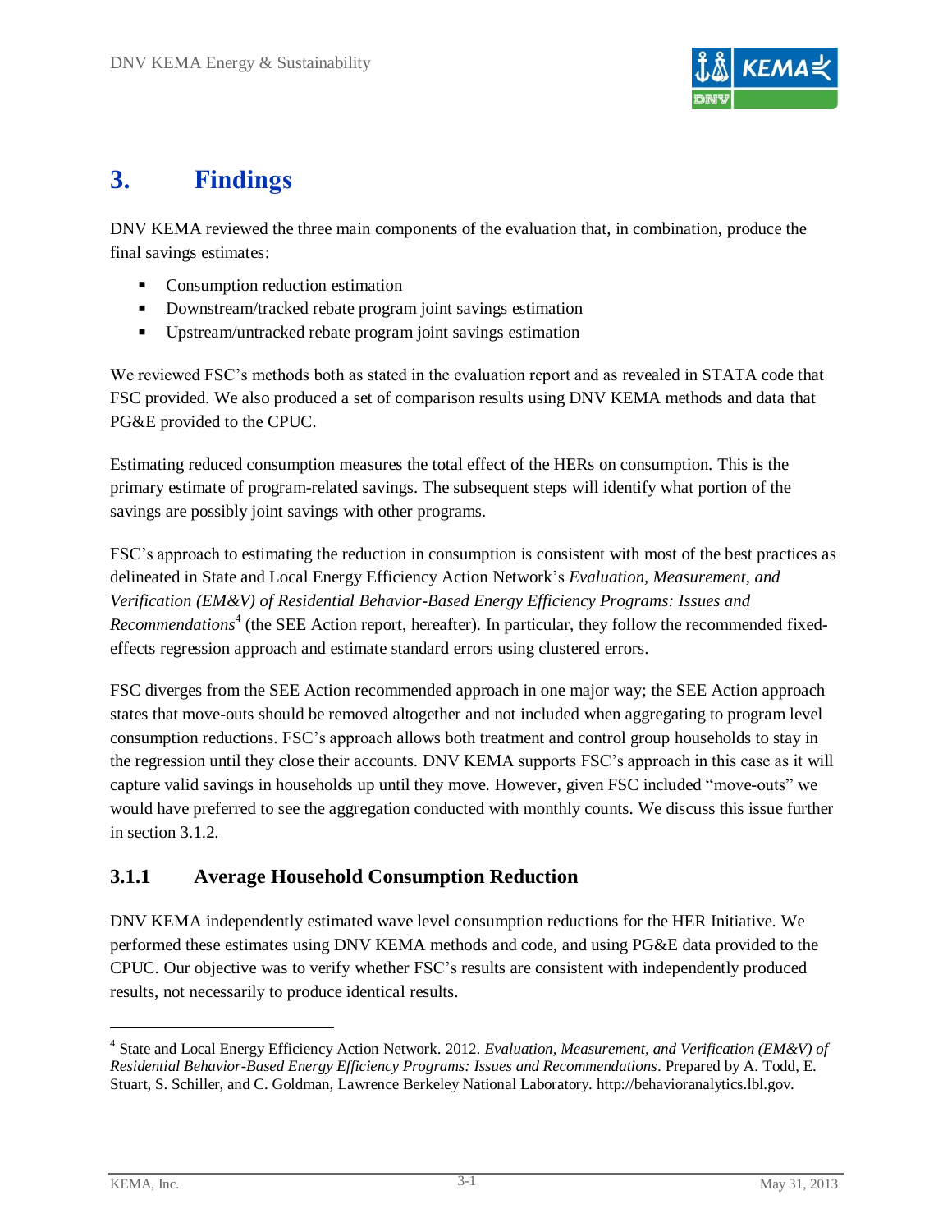# 3. Findings

DNV KEMA reviewed the three main components of the evaluation that, in combination, produce the final savings estimates:

- Consumption reduction estimation
- Downstream/tracked rebate program joint savings estimation
- Upstream/untracked rebate program joint savings estimation

We reviewed FSC's methods both as stated in the evaluation report and as revealed in STATA code that FSC provided. We also produced a set of comparison results using DNV KEMA methods and data that PG&E provided to the CPUC.

Estimating reduced consumption measures the total effect of the HERs on consumption. This is the primary estimate of program-related savings. The subsequent steps will identify what portion of the savings are possibly joint savings with other programs.

FSC's approach to estimating the reduction in consumption is consistent with most of the best practices as delineated in State and Local Energy Efficiency Action Network's *Evaluation, Measurement, and Verification (EM&V) of Residential Behavior-Based Energy Efficiency Programs: Issues and Recommendations*[4] (the SEE Action report, hereafter). In particular, they follow the recommended fixed-effects regression approach and estimate standard errors using clustered errors.

FSC diverges from the SEE Action recommended approach in one major way; the SEE Action approach states that move-outs should be removed altogether and not included when aggregating to program level consumption reductions. FSC's approach allows both treatment and control group households to stay in the regression until they close their accounts. DNV KEMA supports FSC's approach in this case as it will capture valid savings in households up until they move. However, given FSC included "move-outs" we would have preferred to see the aggregation conducted with monthly counts. We discuss this issue further in section 3.1.2.

### 3.1.1 Average Household Consumption Reduction

DNV KEMA independently estimated wave level consumption reductions for the HER Initiative. We performed these estimates using DNV KEMA methods and code, and using PG&E data provided to the CPUC. Our objective was to verify whether FSC's results are consistent with independently produced results, not necessarily to produce identical results.

---

[4] State and Local Energy Efficiency Action Network. 2012. *Evaluation, Measurement, and Verification (EM&V) of Residential Behavior-Based Energy Efficiency Programs: Issues and Recommendations*. Prepared by A. Todd, E. Stuart, S. Schiller, and C. Goldman, Lawrence Berkeley National Laboratory. http://behavioranalytics.lbl.gov.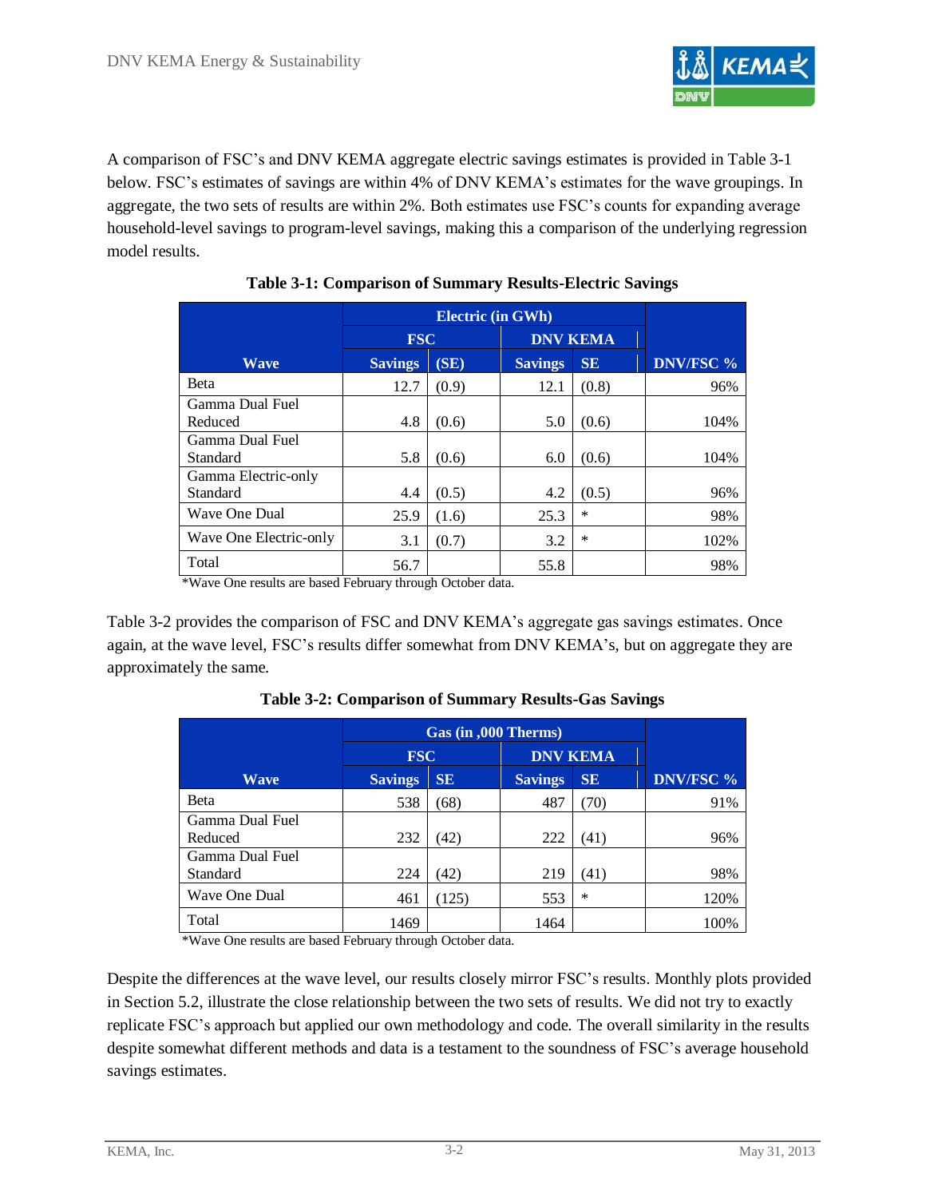A comparison of FSC's and DNV KEMA aggregate electric savings estimates is provided in Table 3-1 below. FSC's estimates of savings are within 4% of DNV KEMA's estimates for the wave groupings. In aggregate, the two sets of results are within 2%. Both estimates use FSC's counts for expanding average household-level savings to program-level savings, making this a comparison of the underlying regression model results.

**Table 3-1: Comparison of Summary Results-Electric Savings**

| | Electric (in GWh) | | | | |
|---|---|---|---|---|---|
| | FSC | | DNV KEMA | | |
| Wave | Savings | (SE) | Savings | SE | DNV/FSC % |
| Beta | 12.7 | (0.9) | 12.1 | (0.8) | 96% |
| Gamma Dual Fuel Reduced | 4.8 | (0.6) | 5.0 | (0.6) | 104% |
| Gamma Dual Fuel Standard | 5.8 | (0.6) | 6.0 | (0.6) | 104% |
| Gamma Electric-only Standard | 4.4 | (0.5) | 4.2 | (0.5) | 96% |
| Wave One Dual | 25.9 | (1.6) | 25.3 | * | 98% |
| Wave One Electric-only | 3.1 | (0.7) | 3.2 | * | 102% |
| Total | 56.7 | | 55.8 | | 98% |

*Wave One results are based February through October data.

Table 3-2 provides the comparison of FSC and DNV KEMA's aggregate gas savings estimates. Once again, at the wave level, FSC's results differ somewhat from DNV KEMA's, but on aggregate they are approximately the same.

**Table 3-2: Comparison of Summary Results-Gas Savings**

| | Gas (in ,000 Therms) | | | | |
|---|---|---|---|---|---|
| | FSC | | DNV KEMA | | |
| Wave | Savings | SE | Savings | SE | DNV/FSC % |
| Beta | 538 | (68) | 487 | (70) | 91% |
| Gamma Dual Fuel Reduced | 232 | (42) | 222 | (41) | 96% |
| Gamma Dual Fuel Standard | 224 | (42) | 219 | (41) | 98% |
| Wave One Dual | 461 | (125) | 553 | * | 120% |
| Total | 1469 | | 1464 | | 100% |

*Wave One results are based February through October data.

Despite the differences at the wave level, our results closely mirror FSC's results. Monthly plots provided in Section 5.2, illustrate the close relationship between the two sets of results. We did not try to exactly replicate FSC's approach but applied our own methodology and code. The overall similarity in the results despite somewhat different methods and data is a testament to the soundness of FSC's average household savings estimates.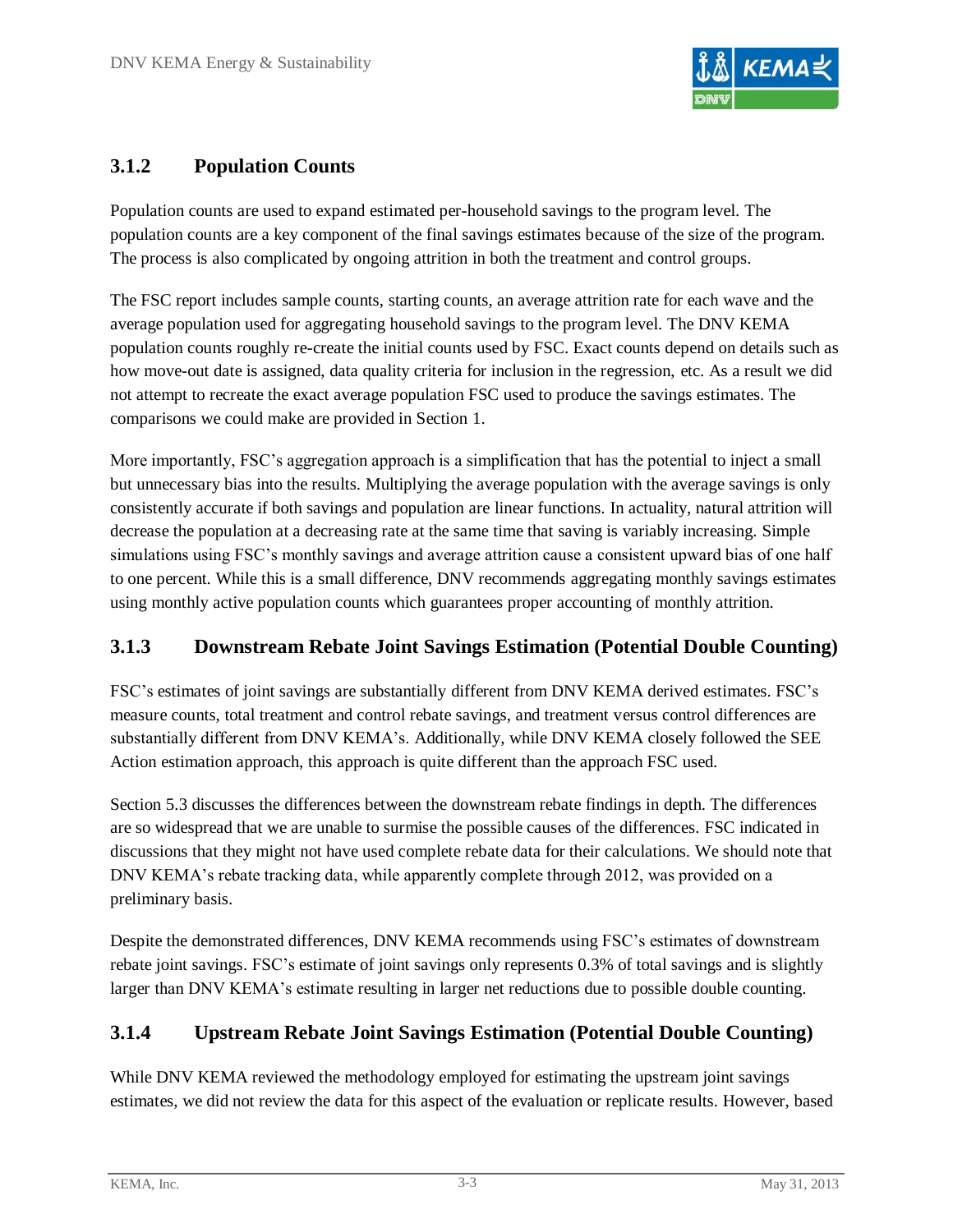### 3.1.2 Population Counts

Population counts are used to expand estimated per-household savings to the program level. The population counts are a key component of the final savings estimates because of the size of the program. The process is also complicated by ongoing attrition in both the treatment and control groups.

The FSC report includes sample counts, starting counts, an average attrition rate for each wave and the average population used for aggregating household savings to the program level. The DNV KEMA population counts roughly re-create the initial counts used by FSC. Exact counts depend on details such as how move-out date is assigned, data quality criteria for inclusion in the regression, etc. As a result we did not attempt to recreate the exact average population FSC used to produce the savings estimates. The comparisons we could make are provided in Section 1.

More importantly, FSC's aggregation approach is a simplification that has the potential to inject a small but unnecessary bias into the results. Multiplying the average population with the average savings is only consistently accurate if both savings and population are linear functions. In actuality, natural attrition will decrease the population at a decreasing rate at the same time that saving is variably increasing. Simple simulations using FSC's monthly savings and average attrition cause a consistent upward bias of one half to one percent. While this is a small difference, DNV recommends aggregating monthly savings estimates using monthly active population counts which guarantees proper accounting of monthly attrition.

### 3.1.3 Downstream Rebate Joint Savings Estimation (Potential Double Counting)

FSC's estimates of joint savings are substantially different from DNV KEMA derived estimates. FSC's measure counts, total treatment and control rebate savings, and treatment versus control differences are substantially different from DNV KEMA's. Additionally, while DNV KEMA closely followed the SEE Action estimation approach, this approach is quite different than the approach FSC used.

Section 5.3 discusses the differences between the downstream rebate findings in depth. The differences are so widespread that we are unable to surmise the possible causes of the differences. FSC indicated in discussions that they might not have used complete rebate data for their calculations. We should note that DNV KEMA's rebate tracking data, while apparently complete through 2012, was provided on a preliminary basis.

Despite the demonstrated differences, DNV KEMA recommends using FSC's estimates of downstream rebate joint savings. FSC's estimate of joint savings only represents 0.3% of total savings and is slightly larger than DNV KEMA's estimate resulting in larger net reductions due to possible double counting.

### 3.1.4 Upstream Rebate Joint Savings Estimation (Potential Double Counting)

While DNV KEMA reviewed the methodology employed for estimating the upstream joint savings estimates, we did not review the data for this aspect of the evaluation or replicate results. However, based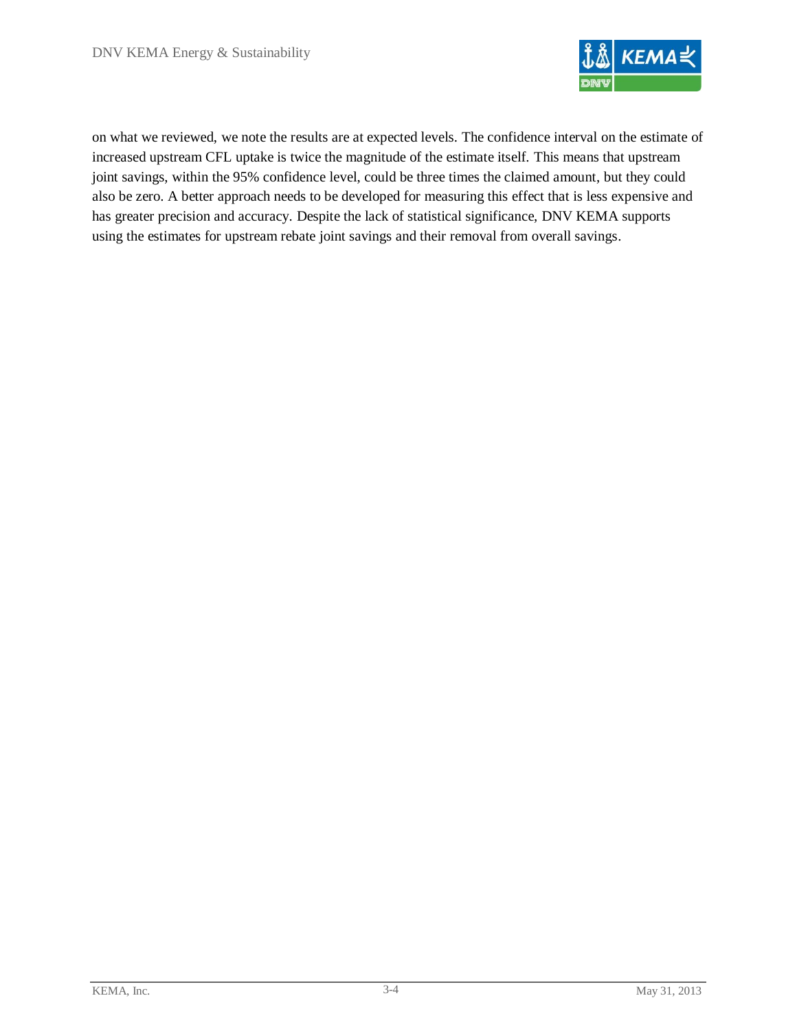on what we reviewed, we note the results are at expected levels. The confidence interval on the estimate of increased upstream CFL uptake is twice the magnitude of the estimate itself. This means that upstream joint savings, within the 95% confidence level, could be three times the claimed amount, but they could also be zero. A better approach needs to be developed for measuring this effect that is less expensive and has greater precision and accuracy. Despite the lack of statistical significance, DNV KEMA supports using the estimates for upstream rebate joint savings and their removal from overall savings.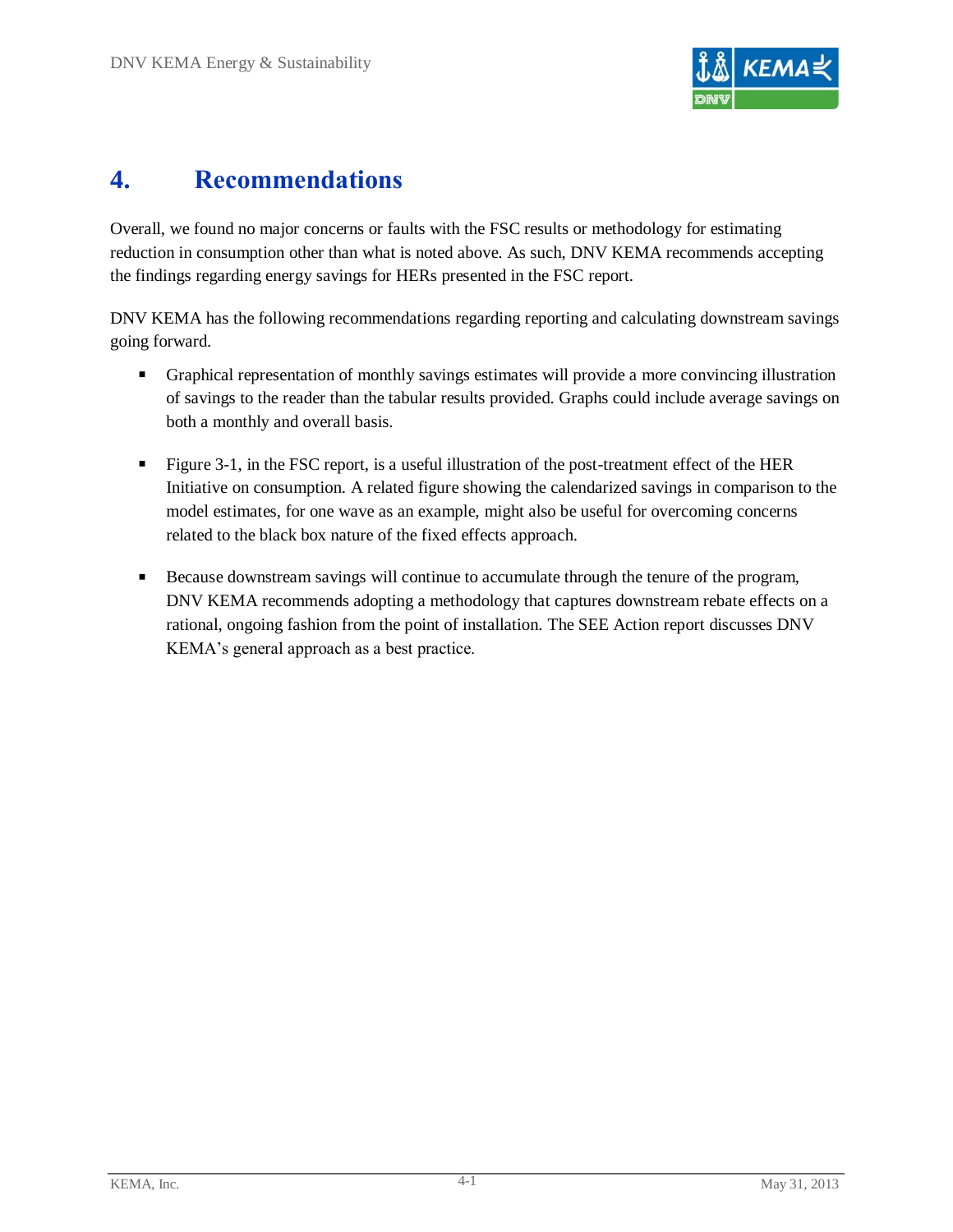# 4. Recommendations

Overall, we found no major concerns or faults with the FSC results or methodology for estimating reduction in consumption other than what is noted above. As such, DNV KEMA recommends accepting the findings regarding energy savings for HERs presented in the FSC report.

DNV KEMA has the following recommendations regarding reporting and calculating downstream savings going forward.

- Graphical representation of monthly savings estimates will provide a more convincing illustration of savings to the reader than the tabular results provided. Graphs could include average savings on both a monthly and overall basis.

- Figure 3-1, in the FSC report, is a useful illustration of the post-treatment effect of the HER Initiative on consumption. A related figure showing the calendarized savings in comparison to the model estimates, for one wave as an example, might also be useful for overcoming concerns related to the black box nature of the fixed effects approach.

- Because downstream savings will continue to accumulate through the tenure of the program, DNV KEMA recommends adopting a methodology that captures downstream rebate effects on a rational, ongoing fashion from the point of installation. The SEE Action report discusses DNV KEMA's general approach as a best practice.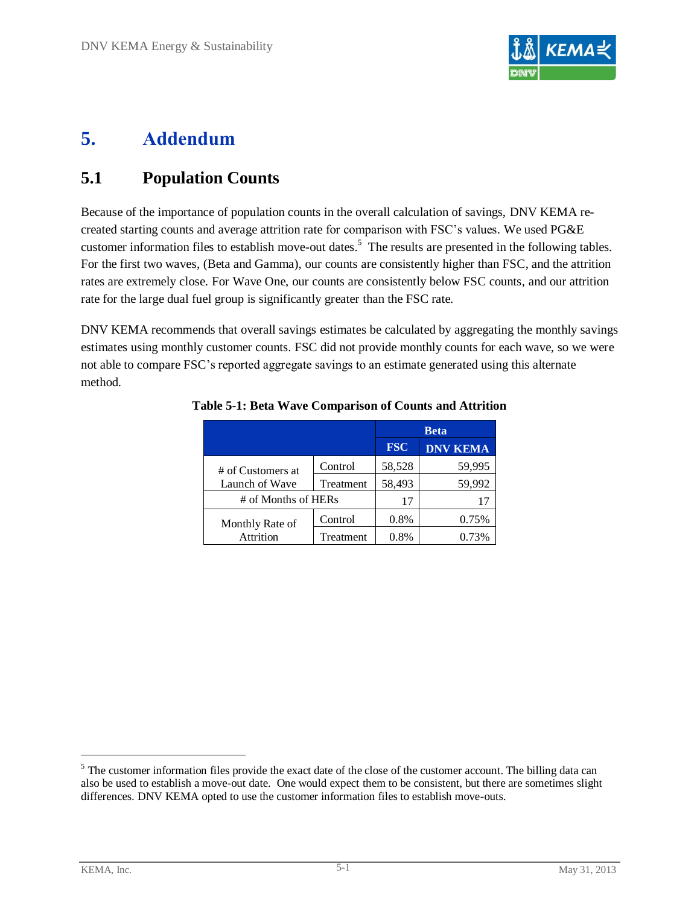# 5. Addendum

## 5.1 Population Counts

Because of the importance of population counts in the overall calculation of savings, DNV KEMA re-created starting counts and average attrition rate for comparison with FSC's values. We used PG&E customer information files to establish move-out dates.[5] The results are presented in the following tables. For the first two waves, (Beta and Gamma), our counts are consistently higher than FSC, and the attrition rates are extremely close. For Wave One, our counts are consistently below FSC counts, and our attrition rate for the large dual fuel group is significantly greater than the FSC rate.

DNV KEMA recommends that overall savings estimates be calculated by aggregating the monthly savings estimates using monthly customer counts. FSC did not provide monthly counts for each wave, so we were not able to compare FSC's reported aggregate savings to an estimate generated using this alternate method.

**Table 5-1: Beta Wave Comparison of Counts and Attrition**

| | | Beta | |
|---|---|---|---|
| | | **FSC** | **DNV KEMA** |
| # of Customers at Launch of Wave | Control | 58,528 | 59,995 |
| | Treatment | 58,493 | 59,992 |
| # of Months of HERs | | 17 | 17 |
| Monthly Rate of Attrition | Control | 0.8% | 0.75% |
| | Treatment | 0.8% | 0.73% |

[5] The customer information files provide the exact date of the close of the customer account. The billing data can also be used to establish a move-out date. One would expect them to be consistent, but there are sometimes slight differences. DNV KEMA opted to use the customer information files to establish move-outs.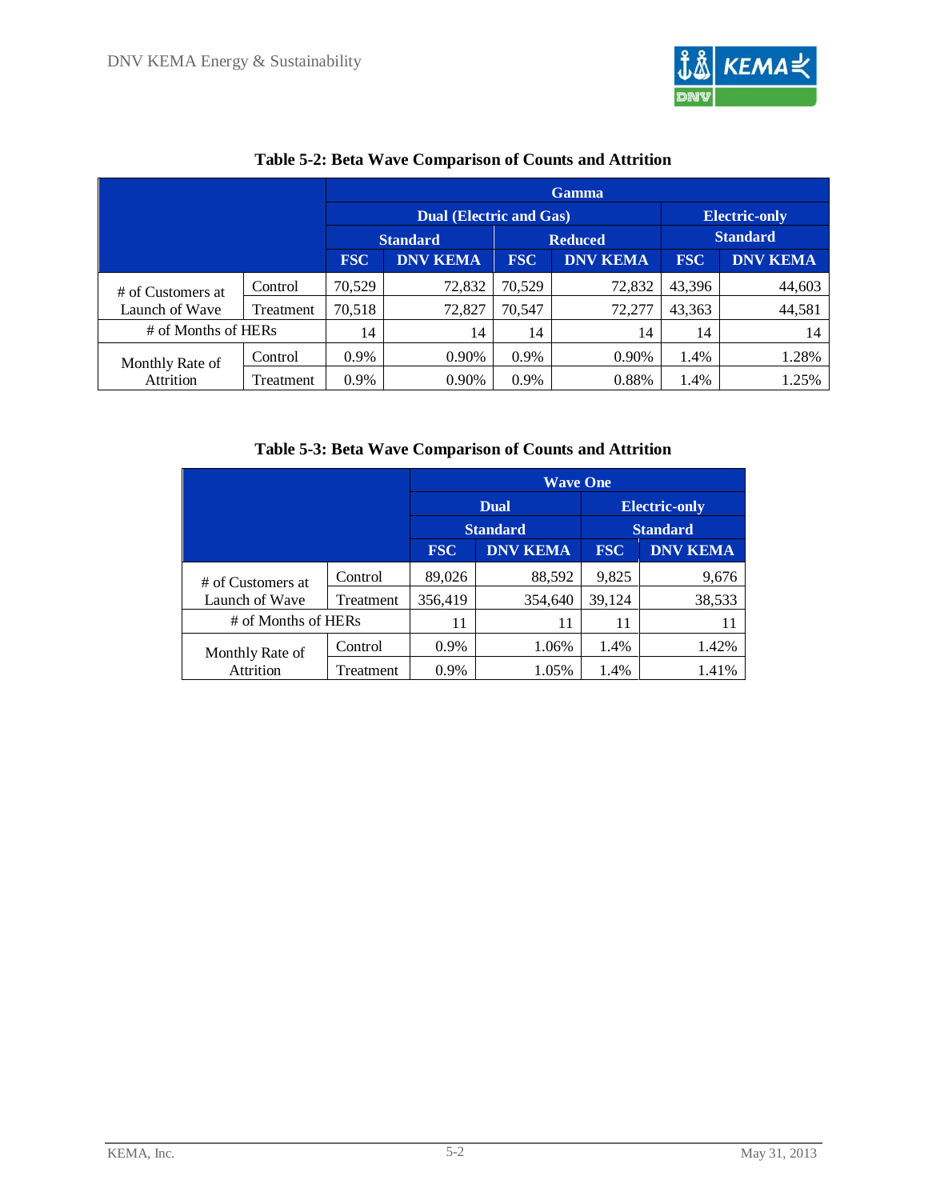**Table 5-2: Beta Wave Comparison of Counts and Attrition**

| | | Gamma | | | | | |
|---|---|---|---|---|---|---|---|
| | | Dual (Electric and Gas) | | | | Electric-only | |
| | | Standard | | Reduced | | Standard | |
| | | FSC | DNV KEMA | FSC | DNV KEMA | FSC | DNV KEMA |
| # of Customers at Launch of Wave | Control | 70,529 | 72,832 | 70,529 | 72,832 | 43,396 | 44,603 |
| | Treatment | 70,518 | 72,827 | 70,547 | 72,277 | 43,363 | 44,581 |
| # of Months of HERs | | 14 | 14 | 14 | 14 | 14 | 14 |
| Monthly Rate of Attrition | Control | 0.9% | 0.90% | 0.9% | 0.90% | 1.4% | 1.28% |
| | Treatment | 0.9% | 0.90% | 0.9% | 0.88% | 1.4% | 1.25% |

**Table 5-3: Beta Wave Comparison of Counts and Attrition**

| | | Wave One | | | |
|---|---|---|---|---|---|
| | | Dual | | Electric-only | |
| | | Standard | | Standard | |
| | | FSC | DNV KEMA | FSC | DNV KEMA |
| # of Customers at Launch of Wave | Control | 89,026 | 88,592 | 9,825 | 9,676 |
| | Treatment | 356,419 | 354,640 | 39,124 | 38,533 |
| # of Months of HERs | | 11 | 11 | 11 | 11 |
| Monthly Rate of Attrition | Control | 0.9% | 1.06% | 1.4% | 1.42% |
| | Treatment | 0.9% | 1.05% | 1.4% | 1.41% |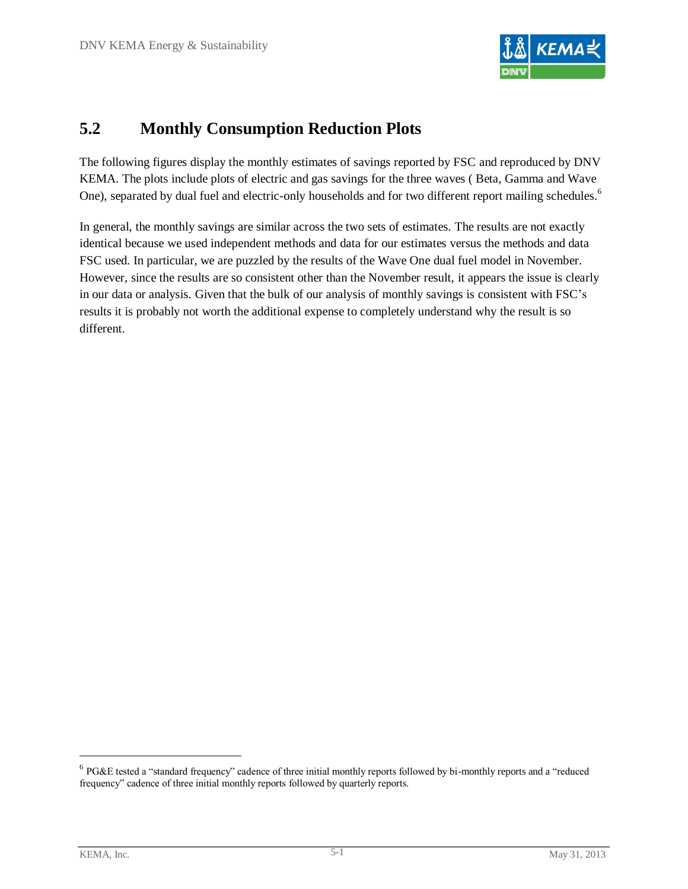## 5.2 Monthly Consumption Reduction Plots

The following figures display the monthly estimates of savings reported by FSC and reproduced by DNV KEMA. The plots include plots of electric and gas savings for the three waves ( Beta, Gamma and Wave One), separated by dual fuel and electric-only households and for two different report mailing schedules.[6]

In general, the monthly savings are similar across the two sets of estimates. The results are not exactly identical because we used independent methods and data for our estimates versus the methods and data FSC used. In particular, we are puzzled by the results of the Wave One dual fuel model in November. However, since the results are so consistent other than the November result, it appears the issue is clearly in our data or analysis. Given that the bulk of our analysis of monthly savings is consistent with FSC's results it is probably not worth the additional expense to completely understand why the result is so different.

[6] PG&E tested a "standard frequency" cadence of three initial monthly reports followed by bi-monthly reports and a "reduced frequency" cadence of three initial monthly reports followed by quarterly reports.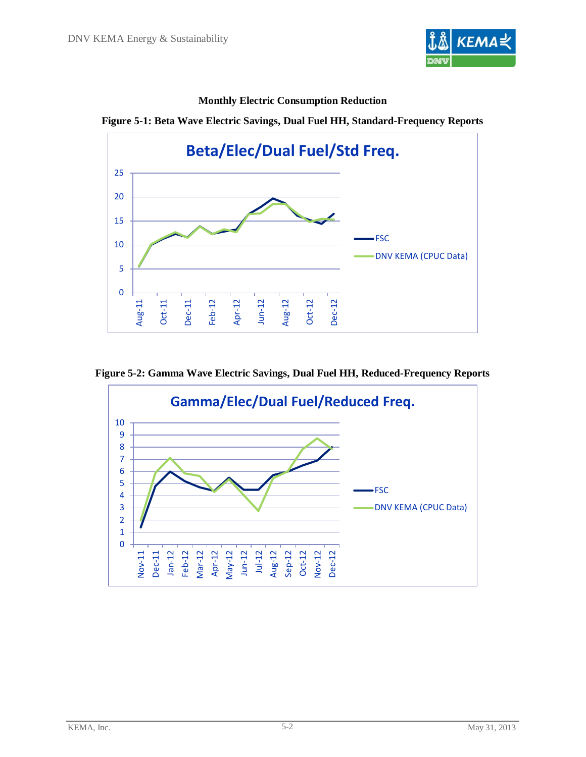**Monthly Electric Consumption Reduction**

**Figure 5-1: Beta Wave Electric Savings, Dual Fuel HH, Standard-Frequency Reports**

**Figure 5-2: Gamma Wave Electric Savings, Dual Fuel HH, Reduced-Frequency Reports**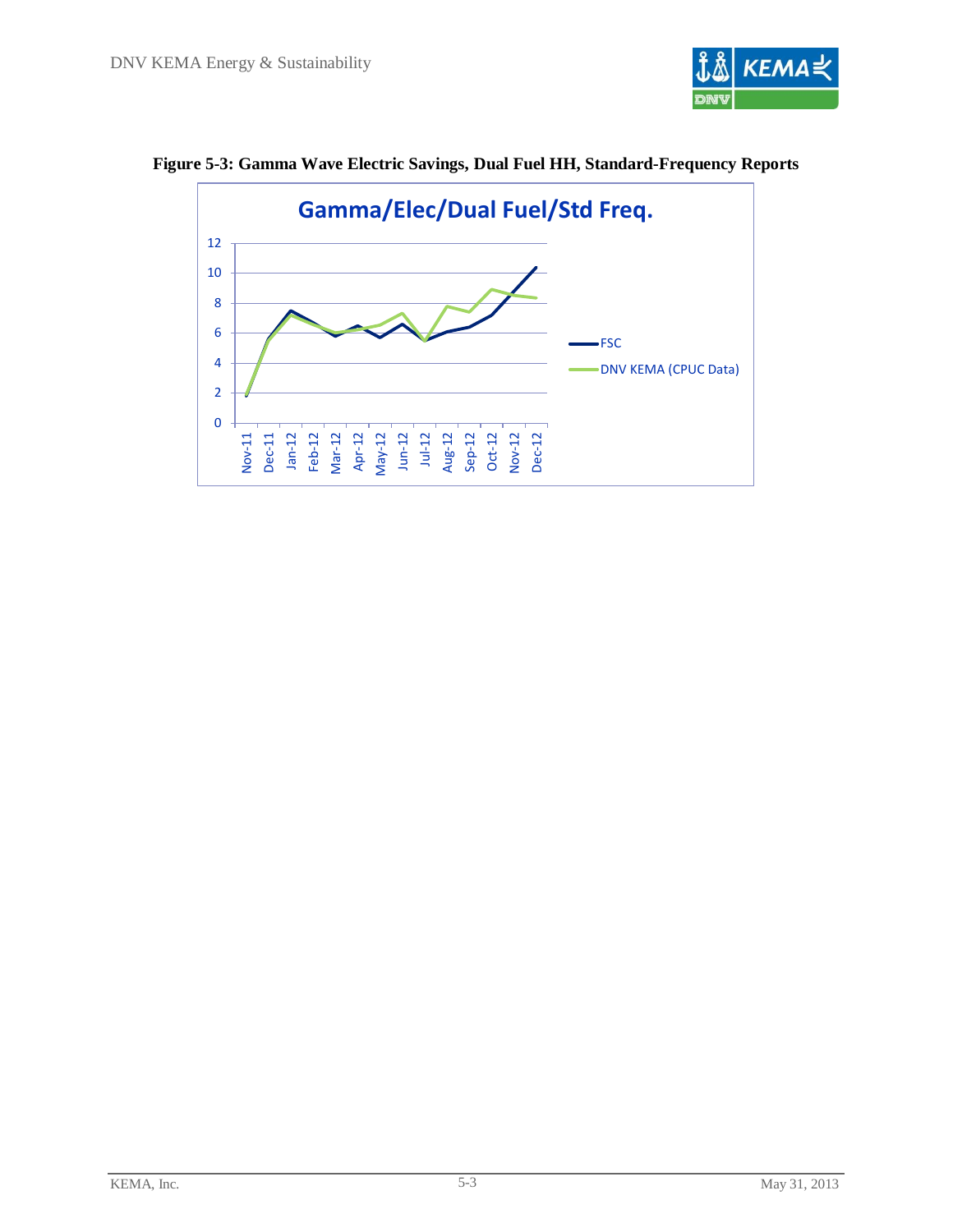**Figure 5-3: Gamma Wave Electric Savings, Dual Fuel HH, Standard-Frequency Reports**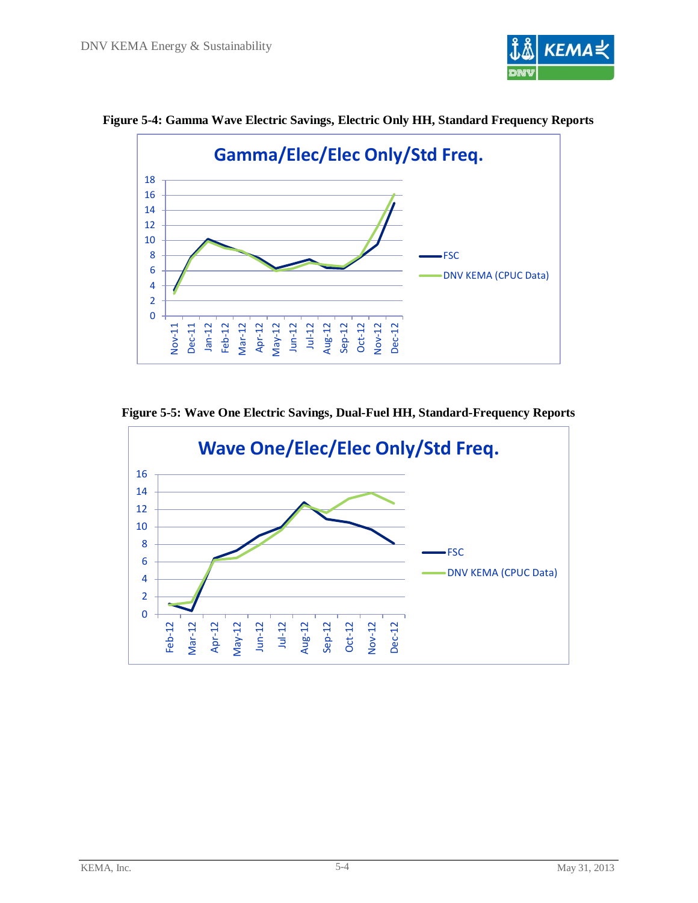**Figure 5-4: Gamma Wave Electric Savings, Electric Only HH, Standard Frequency Reports**

**Figure 5-5: Wave One Electric Savings, Dual-Fuel HH, Standard-Frequency Reports**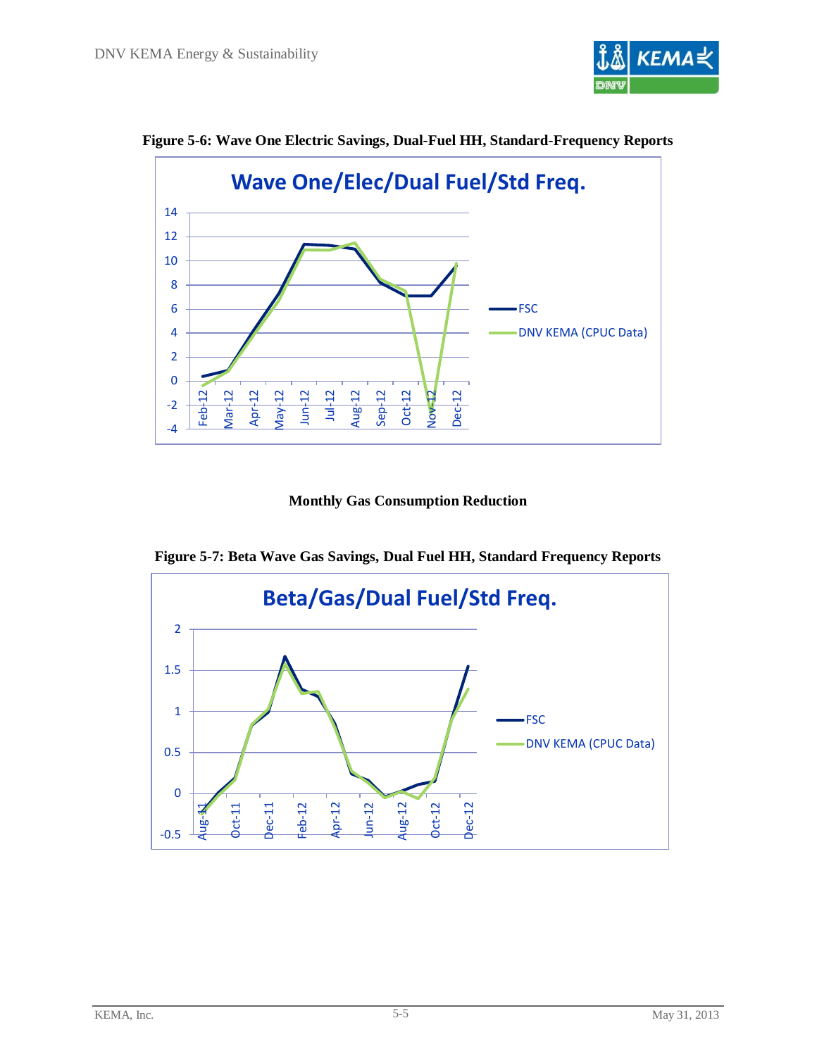**Figure 5-6: Wave One Electric Savings, Dual-Fuel HH, Standard-Frequency Reports**

### Monthly Gas Consumption Reduction

**Figure 5-7: Beta Wave Gas Savings, Dual Fuel HH, Standard Frequency Reports**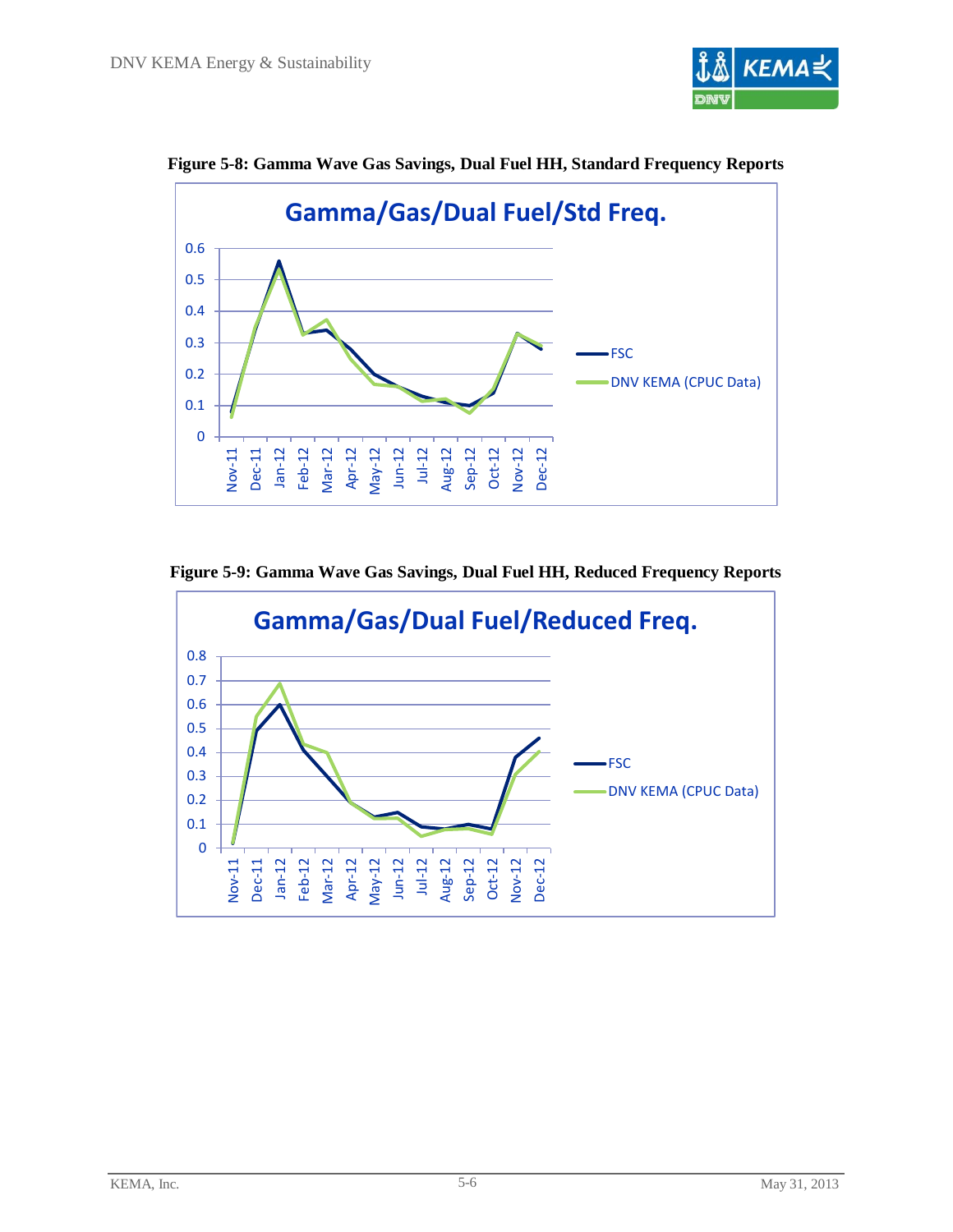**Figure 5-8: Gamma Wave Gas Savings, Dual Fuel HH, Standard Frequency Reports**

**Figure 5-9: Gamma Wave Gas Savings, Dual Fuel HH, Reduced Frequency Reports**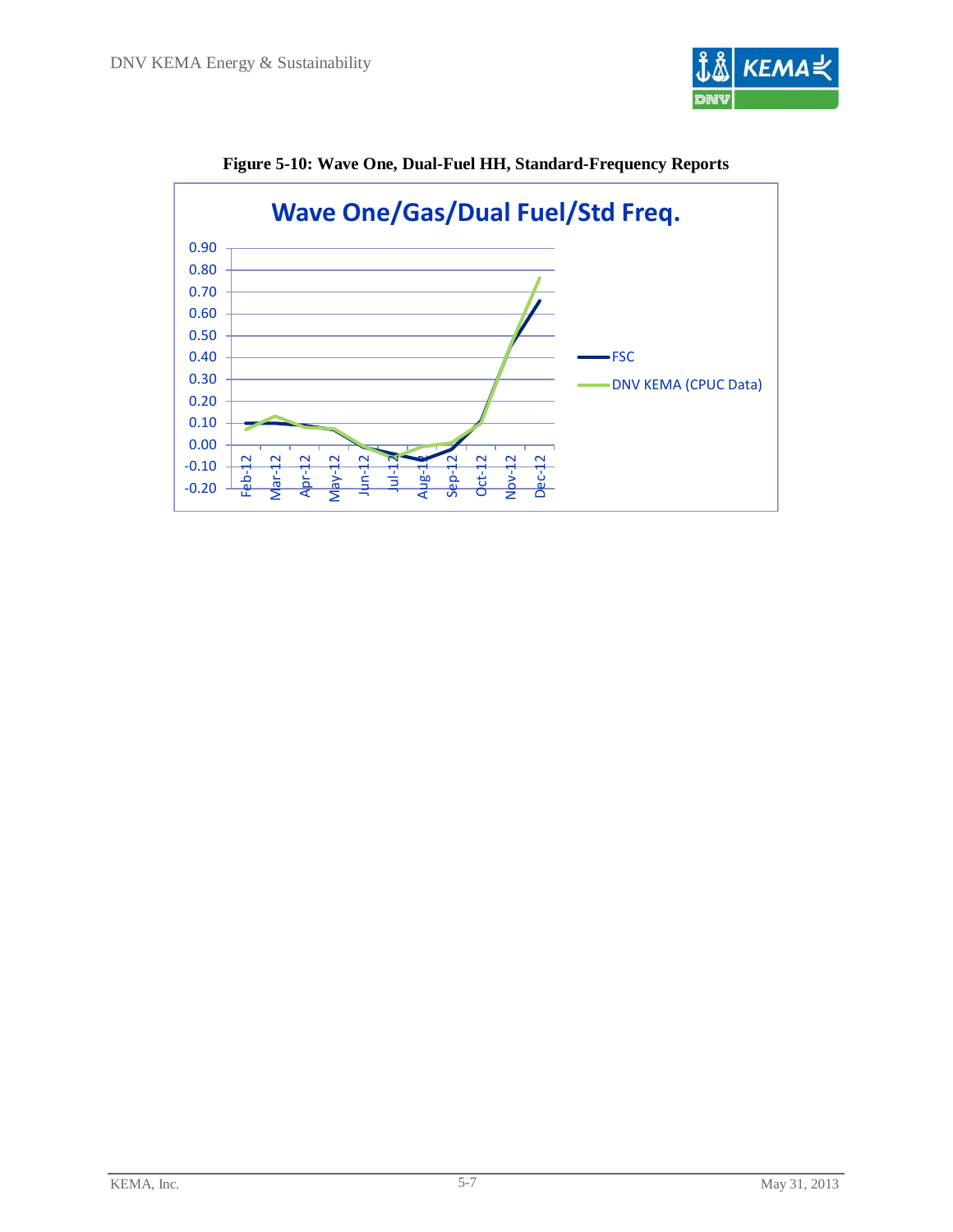**Figure 5-10: Wave One, Dual-Fuel HH, Standard-Frequency Reports**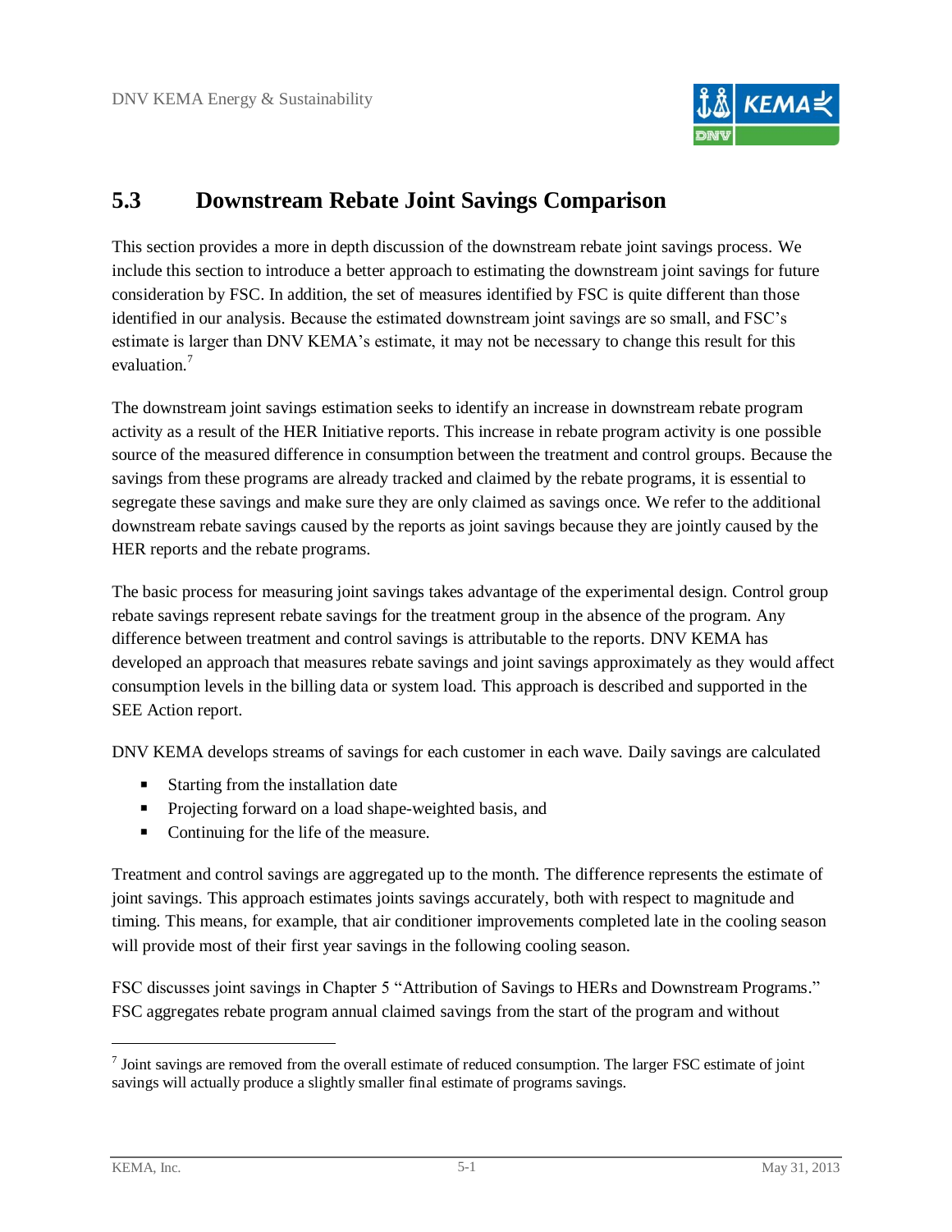## 5.3 Downstream Rebate Joint Savings Comparison

This section provides a more in depth discussion of the downstream rebate joint savings process. We include this section to introduce a better approach to estimating the downstream joint savings for future consideration by FSC. In addition, the set of measures identified by FSC is quite different than those identified in our analysis. Because the estimated downstream joint savings are so small, and FSC's estimate is larger than DNV KEMA's estimate, it may not be necessary to change this result for this evaluation.[7]

The downstream joint savings estimation seeks to identify an increase in downstream rebate program activity as a result of the HER Initiative reports. This increase in rebate program activity is one possible source of the measured difference in consumption between the treatment and control groups. Because the savings from these programs are already tracked and claimed by the rebate programs, it is essential to segregate these savings and make sure they are only claimed as savings once. We refer to the additional downstream rebate savings caused by the reports as joint savings because they are jointly caused by the HER reports and the rebate programs.

The basic process for measuring joint savings takes advantage of the experimental design. Control group rebate savings represent rebate savings for the treatment group in the absence of the program. Any difference between treatment and control savings is attributable to the reports. DNV KEMA has developed an approach that measures rebate savings and joint savings approximately as they would affect consumption levels in the billing data or system load. This approach is described and supported in the SEE Action report.

DNV KEMA develops streams of savings for each customer in each wave. Daily savings are calculated

- Starting from the installation date
- Projecting forward on a load shape-weighted basis, and
- Continuing for the life of the measure.

Treatment and control savings are aggregated up to the month. The difference represents the estimate of joint savings. This approach estimates joints savings accurately, both with respect to magnitude and timing. This means, for example, that air conditioner improvements completed late in the cooling season will provide most of their first year savings in the following cooling season.

FSC discusses joint savings in Chapter 5 "Attribution of Savings to HERs and Downstream Programs." FSC aggregates rebate program annual claimed savings from the start of the program and without

[7] Joint savings are removed from the overall estimate of reduced consumption. The larger FSC estimate of joint savings will actually produce a slightly smaller final estimate of programs savings.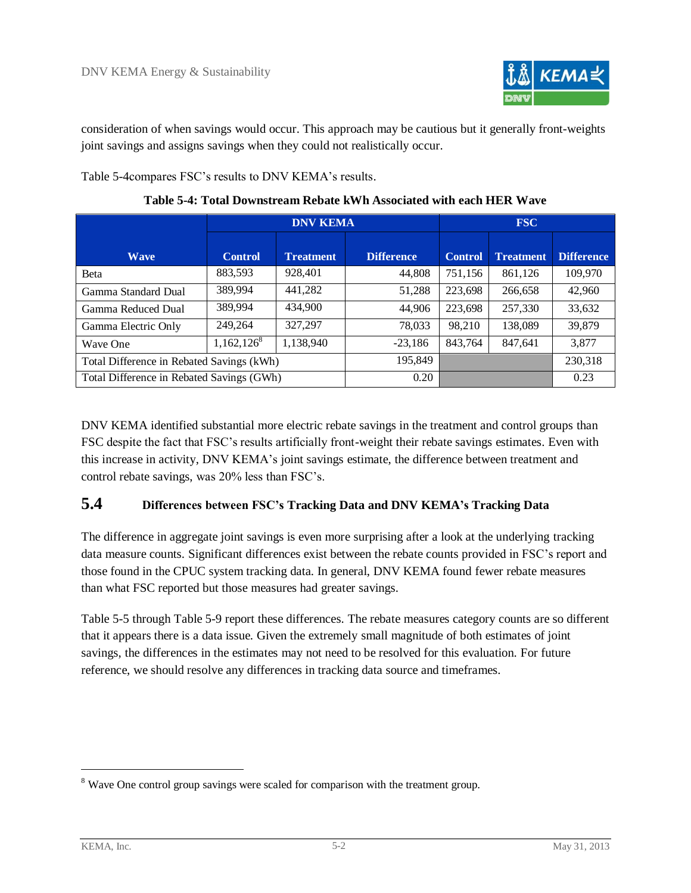consideration of when savings would occur. This approach may be cautious but it generally front-weights joint savings and assigns savings when they could not realistically occur.

Table 5-4compares FSC's results to DNV KEMA's results.

**Table 5-4: Total Downstream Rebate kWh Associated with each HER Wave**

| Wave | DNV KEMA | | | FSC | | |
|---|---|---|---|---|---|---|
| | Control | Treatment | Difference | Control | Treatment | Difference |
| Beta | 883,593 | 928,401 | 44,808 | 751,156 | 861,126 | 109,970 |
| Gamma Standard Dual | 389,994 | 441,282 | 51,288 | 223,698 | 266,658 | 42,960 |
| Gamma Reduced Dual | 389,994 | 434,900 | 44,906 | 223,698 | 257,330 | 33,632 |
| Gamma Electric Only | 249,264 | 327,297 | 78,033 | 98,210 | 138,089 | 39,879 |
| Wave One | 1,162,126[8] | 1,138,940 | -23,186 | 843,764 | 847,641 | 3,877 |
| Total Difference in Rebated Savings (kWh) | | | 195,849 | | | 230,318 |
| Total Difference in Rebated Savings (GWh) | | | 0.20 | | | 0.23 |

DNV KEMA identified substantial more electric rebate savings in the treatment and control groups than FSC despite the fact that FSC's results artificially front-weight their rebate savings estimates. Even with this increase in activity, DNV KEMA's joint savings estimate, the difference between treatment and control rebate savings, was 20% less than FSC's.

## 5.4 Differences between FSC's Tracking Data and DNV KEMA's Tracking Data

The difference in aggregate joint savings is even more surprising after a look at the underlying tracking data measure counts. Significant differences exist between the rebate counts provided in FSC's report and those found in the CPUC system tracking data. In general, DNV KEMA found fewer rebate measures than what FSC reported but those measures had greater savings.

Table 5-5 through Table 5-9 report these differences. The rebate measures category counts are so different that it appears there is a data issue. Given the extremely small magnitude of both estimates of joint savings, the differences in the estimates may not need to be resolved for this evaluation. For future reference, we should resolve any differences in tracking data source and timeframes.

[8] Wave One control group savings were scaled for comparison with the treatment group.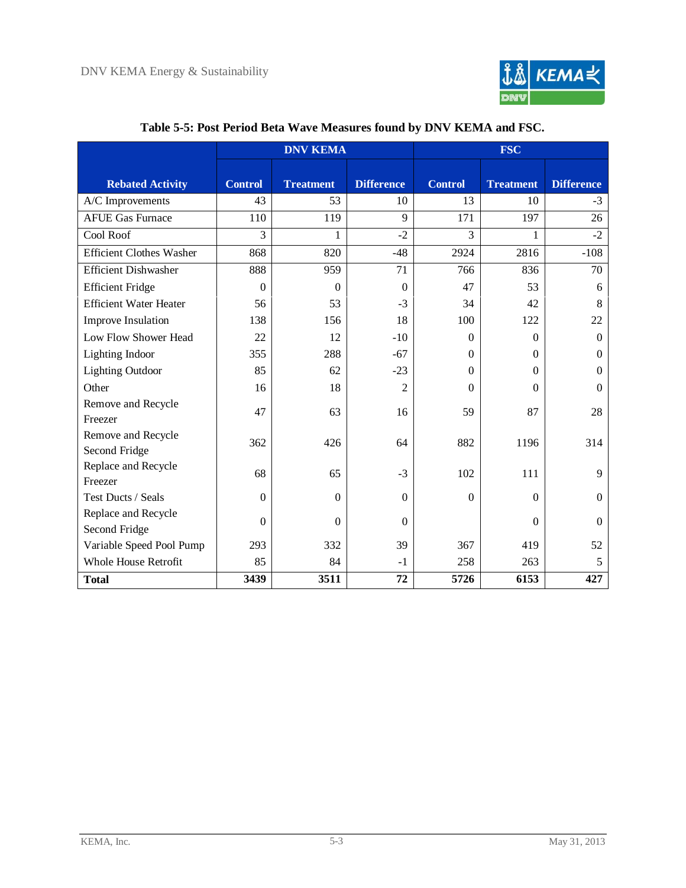**Table 5-5: Post Period Beta Wave Measures found by DNV KEMA and FSC.**

| Rebated Activity | DNV KEMA | | | FSC | | |
|---|---|---|---|---|---|---|
| | Control | Treatment | Difference | Control | Treatment | Difference |
| A/C Improvements | 43 | 53 | 10 | 13 | 10 | -3 |
| AFUE Gas Furnace | 110 | 119 | 9 | 171 | 197 | 26 |
| Cool Roof | 3 | 1 | -2 | 3 | 1 | -2 |
| Efficient Clothes Washer | 868 | 820 | -48 | 2924 | 2816 | -108 |
| Efficient Dishwasher | 888 | 959 | 71 | 766 | 836 | 70 |
| Efficient Fridge | 0 | 0 | 0 | 47 | 53 | 6 |
| Efficient Water Heater | 56 | 53 | -3 | 34 | 42 | 8 |
| Improve Insulation | 138 | 156 | 18 | 100 | 122 | 22 |
| Low Flow Shower Head | 22 | 12 | -10 | 0 | 0 | 0 |
| Lighting Indoor | 355 | 288 | -67 | 0 | 0 | 0 |
| Lighting Outdoor | 85 | 62 | -23 | 0 | 0 | 0 |
| Other | 16 | 18 | 2 | 0 | 0 | 0 |
| Remove and Recycle Freezer | 47 | 63 | 16 | 59 | 87 | 28 |
| Remove and Recycle Second Fridge | 362 | 426 | 64 | 882 | 1196 | 314 |
| Replace and Recycle Freezer | 68 | 65 | -3 | 102 | 111 | 9 |
| Test Ducts / Seals | 0 | 0 | 0 | 0 | 0 | 0 |
| Replace and Recycle Second Fridge | 0 | 0 | 0 | | 0 | 0 |
| Variable Speed Pool Pump | 293 | 332 | 39 | 367 | 419 | 52 |
| Whole House Retrofit | 85 | 84 | -1 | 258 | 263 | 5 |
| **Total** | **3439** | **3511** | **72** | **5726** | **6153** | **427** |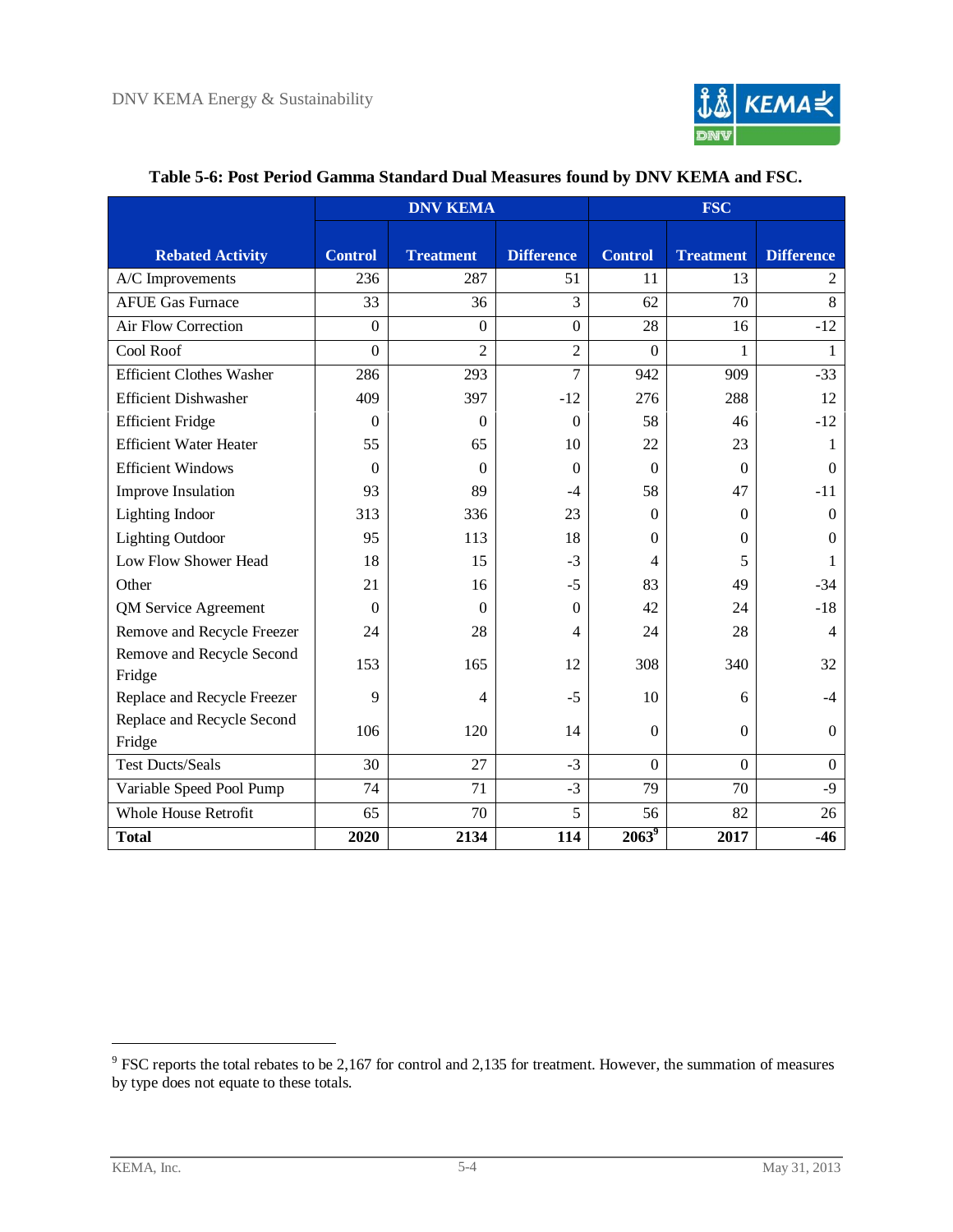**Table 5-6: Post Period Gamma Standard Dual Measures found by DNV KEMA and FSC.**

| | DNV KEMA | | | FSC | | |
|---|---|---|---|---|---|---|
| **Rebated Activity** | **Control** | **Treatment** | **Difference** | **Control** | **Treatment** | **Difference** |
| A/C Improvements | 236 | 287 | 51 | 11 | 13 | 2 |
| AFUE Gas Furnace | 33 | 36 | 3 | 62 | 70 | 8 |
| Air Flow Correction | 0 | 0 | 0 | 28 | 16 | -12 |
| Cool Roof | 0 | 2 | 2 | 0 | 1 | 1 |
| Efficient Clothes Washer | 286 | 293 | 7 | 942 | 909 | -33 |
| Efficient Dishwasher | 409 | 397 | -12 | 276 | 288 | 12 |
| Efficient Fridge | 0 | 0 | 0 | 58 | 46 | -12 |
| Efficient Water Heater | 55 | 65 | 10 | 22 | 23 | 1 |
| Efficient Windows | 0 | 0 | 0 | 0 | 0 | 0 |
| Improve Insulation | 93 | 89 | -4 | 58 | 47 | -11 |
| Lighting Indoor | 313 | 336 | 23 | 0 | 0 | 0 |
| Lighting Outdoor | 95 | 113 | 18 | 0 | 0 | 0 |
| Low Flow Shower Head | 18 | 15 | -3 | 4 | 5 | 1 |
| Other | 21 | 16 | -5 | 83 | 49 | -34 |
| QM Service Agreement | 0 | 0 | 0 | 42 | 24 | -18 |
| Remove and Recycle Freezer | 24 | 28 | 4 | 24 | 28 | 4 |
| Remove and Recycle Second Fridge | 153 | 165 | 12 | 308 | 340 | 32 |
| Replace and Recycle Freezer | 9 | 4 | -5 | 10 | 6 | -4 |
| Replace and Recycle Second Fridge | 106 | 120 | 14 | 0 | 0 | 0 |
| Test Ducts/Seals | 30 | 27 | -3 | 0 | 0 | 0 |
| Variable Speed Pool Pump | 74 | 71 | -3 | 79 | 70 | -9 |
| Whole House Retrofit | 65 | 70 | 5 | 56 | 82 | 26 |
| **Total** | **2020** | **2134** | **114** | **2063**[9] | **2017** | **-46** |

[9] FSC reports the total rebates to be 2,167 for control and 2,135 for treatment. However, the summation of measures by type does not equate to these totals.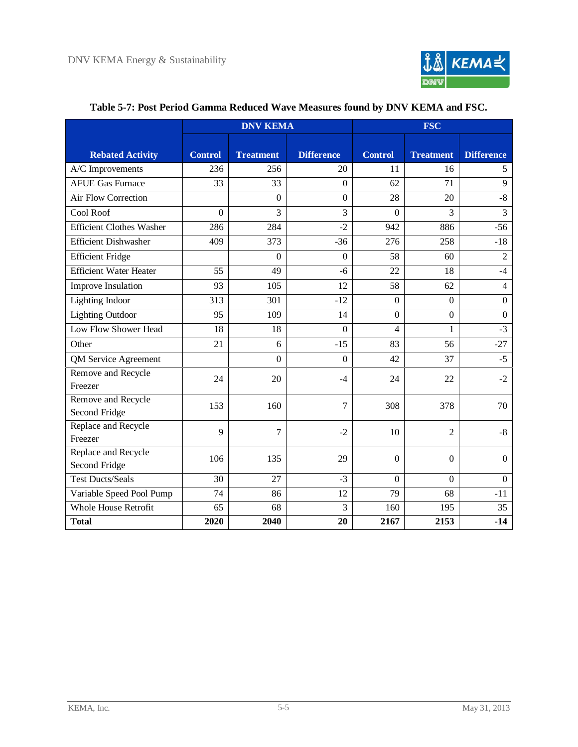**Table 5-7: Post Period Gamma Reduced Wave Measures found by DNV KEMA and FSC.**

| Rebated Activity | DNV KEMA | | | FSC | | |
|---|---|---|---|---|---|---|
| | Control | Treatment | Difference | Control | Treatment | Difference |
| A/C Improvements | 236 | 256 | 20 | 11 | 16 | 5 |
| AFUE Gas Furnace | 33 | 33 | 0 | 62 | 71 | 9 |
| Air Flow Correction | | 0 | 0 | 28 | 20 | -8 |
| Cool Roof | 0 | 3 | 3 | 0 | 3 | 3 |
| Efficient Clothes Washer | 286 | 284 | -2 | 942 | 886 | -56 |
| Efficient Dishwasher | 409 | 373 | -36 | 276 | 258 | -18 |
| Efficient Fridge | | 0 | 0 | 58 | 60 | 2 |
| Efficient Water Heater | 55 | 49 | -6 | 22 | 18 | -4 |
| Improve Insulation | 93 | 105 | 12 | 58 | 62 | 4 |
| Lighting Indoor | 313 | 301 | -12 | 0 | 0 | 0 |
| Lighting Outdoor | 95 | 109 | 14 | 0 | 0 | 0 |
| Low Flow Shower Head | 18 | 18 | 0 | 4 | 1 | -3 |
| Other | 21 | 6 | -15 | 83 | 56 | -27 |
| QM Service Agreement | | 0 | 0 | 42 | 37 | -5 |
| Remove and Recycle Freezer | 24 | 20 | -4 | 24 | 22 | -2 |
| Remove and Recycle Second Fridge | 153 | 160 | 7 | 308 | 378 | 70 |
| Replace and Recycle Freezer | 9 | 7 | -2 | 10 | 2 | -8 |
| Replace and Recycle Second Fridge | 106 | 135 | 29 | 0 | 0 | 0 |
| Test Ducts/Seals | 30 | 27 | -3 | 0 | 0 | 0 |
| Variable Speed Pool Pump | 74 | 86 | 12 | 79 | 68 | -11 |
| Whole House Retrofit | 65 | 68 | 3 | 160 | 195 | 35 |
| **Total** | **2020** | **2040** | **20** | **2167** | **2153** | **-14** |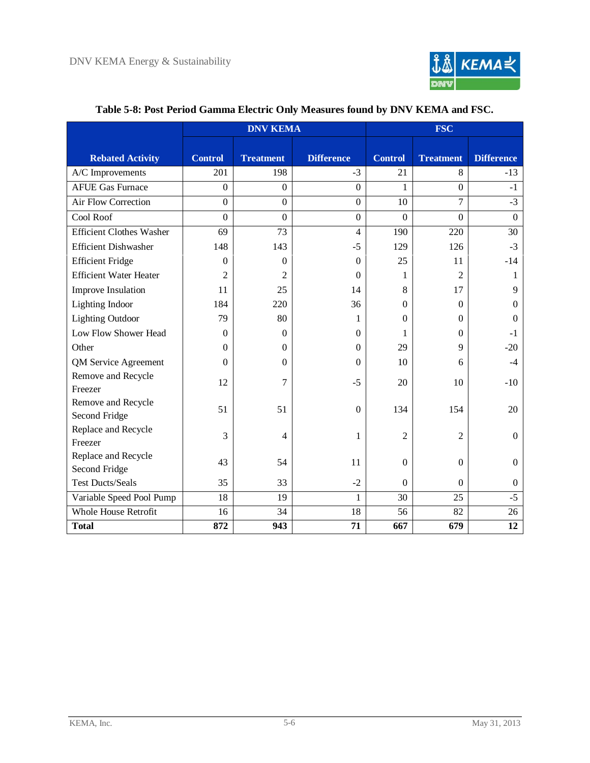**Table 5-8: Post Period Gamma Electric Only Measures found by DNV KEMA and FSC.**

| Rebated Activity | DNV KEMA | | | FSC | | |
|---|---|---|---|---|---|---|
| | Control | Treatment | Difference | Control | Treatment | Difference |
| A/C Improvements | 201 | 198 | -3 | 21 | 8 | -13 |
| AFUE Gas Furnace | 0 | 0 | 0 | 1 | 0 | -1 |
| Air Flow Correction | 0 | 0 | 0 | 10 | 7 | -3 |
| Cool Roof | 0 | 0 | 0 | 0 | 0 | 0 |
| Efficient Clothes Washer | 69 | 73 | 4 | 190 | 220 | 30 |
| Efficient Dishwasher | 148 | 143 | -5 | 129 | 126 | -3 |
| Efficient Fridge | 0 | 0 | 0 | 25 | 11 | -14 |
| Efficient Water Heater | 2 | 2 | 0 | 1 | 2 | 1 |
| Improve Insulation | 11 | 25 | 14 | 8 | 17 | 9 |
| Lighting Indoor | 184 | 220 | 36 | 0 | 0 | 0 |
| Lighting Outdoor | 79 | 80 | 1 | 0 | 0 | 0 |
| Low Flow Shower Head | 0 | 0 | 0 | 1 | 0 | -1 |
| Other | 0 | 0 | 0 | 29 | 9 | -20 |
| QM Service Agreement | 0 | 0 | 0 | 10 | 6 | -4 |
| Remove and Recycle Freezer | 12 | 7 | -5 | 20 | 10 | -10 |
| Remove and Recycle Second Fridge | 51 | 51 | 0 | 134 | 154 | 20 |
| Replace and Recycle Freezer | 3 | 4 | 1 | 2 | 2 | 0 |
| Replace and Recycle Second Fridge | 43 | 54 | 11 | 0 | 0 | 0 |
| Test Ducts/Seals | 35 | 33 | -2 | 0 | 0 | 0 |
| Variable Speed Pool Pump | 18 | 19 | 1 | 30 | 25 | -5 |
| Whole House Retrofit | 16 | 34 | 18 | 56 | 82 | 26 |
| **Total** | **872** | **943** | **71** | **667** | **679** | **12** |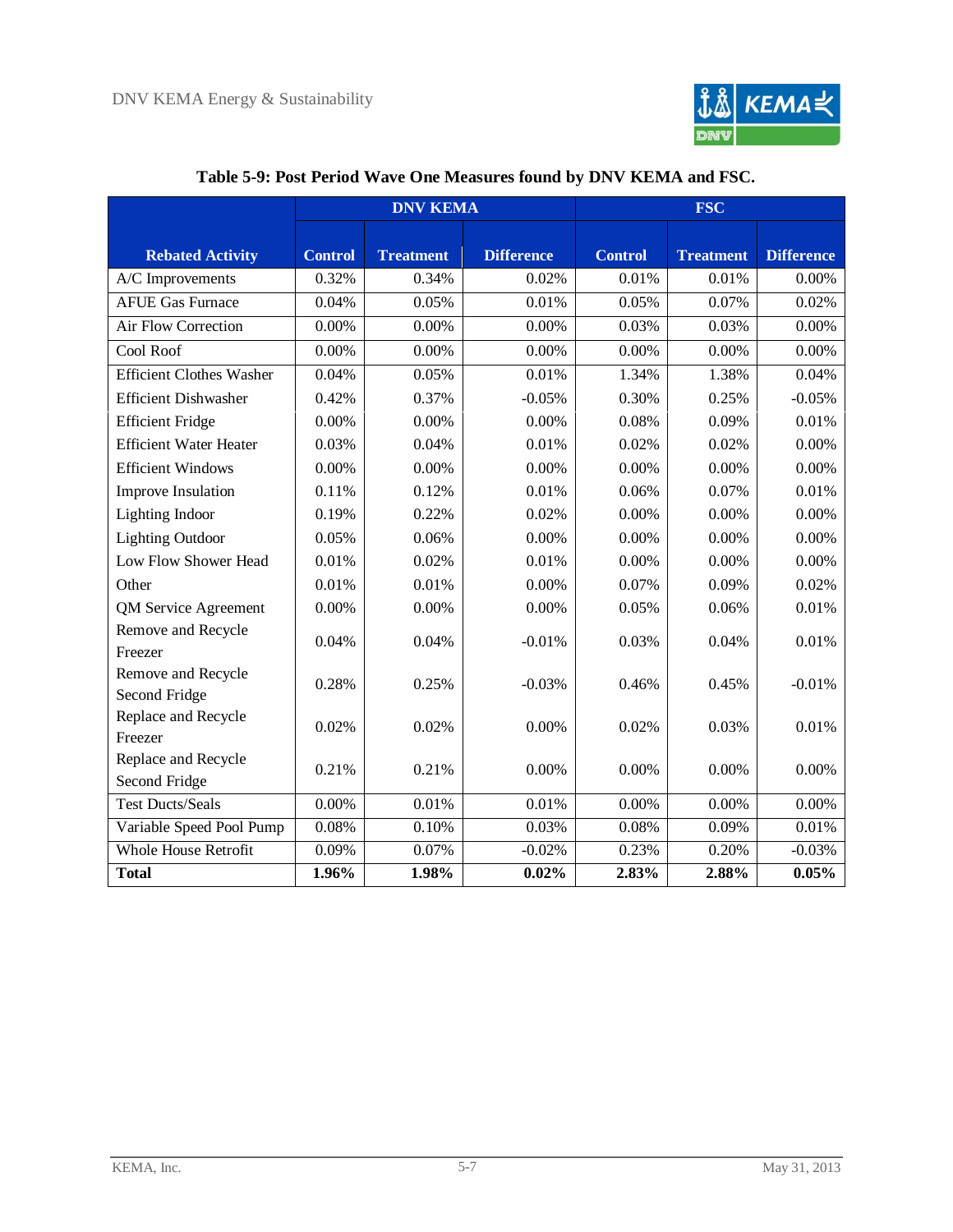**Table 5-9: Post Period Wave One Measures found by DNV KEMA and FSC.**

| Rebated Activity | DNV KEMA | | | FSC | | |
|---|---|---|---|---|---|---|
| | Control | Treatment | Difference | Control | Treatment | Difference |
| A/C Improvements | 0.32% | 0.34% | 0.02% | 0.01% | 0.01% | 0.00% |
| AFUE Gas Furnace | 0.04% | 0.05% | 0.01% | 0.05% | 0.07% | 0.02% |
| Air Flow Correction | 0.00% | 0.00% | 0.00% | 0.03% | 0.03% | 0.00% |
| Cool Roof | 0.00% | 0.00% | 0.00% | 0.00% | 0.00% | 0.00% |
| Efficient Clothes Washer | 0.04% | 0.05% | 0.01% | 1.34% | 1.38% | 0.04% |
| Efficient Dishwasher | 0.42% | 0.37% | -0.05% | 0.30% | 0.25% | -0.05% |
| Efficient Fridge | 0.00% | 0.00% | 0.00% | 0.08% | 0.09% | 0.01% |
| Efficient Water Heater | 0.03% | 0.04% | 0.01% | 0.02% | 0.02% | 0.00% |
| Efficient Windows | 0.00% | 0.00% | 0.00% | 0.00% | 0.00% | 0.00% |
| Improve Insulation | 0.11% | 0.12% | 0.01% | 0.06% | 0.07% | 0.01% |
| Lighting Indoor | 0.19% | 0.22% | 0.02% | 0.00% | 0.00% | 0.00% |
| Lighting Outdoor | 0.05% | 0.06% | 0.00% | 0.00% | 0.00% | 0.00% |
| Low Flow Shower Head | 0.01% | 0.02% | 0.01% | 0.00% | 0.00% | 0.00% |
| Other | 0.01% | 0.01% | 0.00% | 0.07% | 0.09% | 0.02% |
| QM Service Agreement | 0.00% | 0.00% | 0.00% | 0.05% | 0.06% | 0.01% |
| Remove and Recycle Freezer | 0.04% | 0.04% | -0.01% | 0.03% | 0.04% | 0.01% |
| Remove and Recycle Second Fridge | 0.28% | 0.25% | -0.03% | 0.46% | 0.45% | -0.01% |
| Replace and Recycle Freezer | 0.02% | 0.02% | 0.00% | 0.02% | 0.03% | 0.01% |
| Replace and Recycle Second Fridge | 0.21% | 0.21% | 0.00% | 0.00% | 0.00% | 0.00% |
| Test Ducts/Seals | 0.00% | 0.01% | 0.01% | 0.00% | 0.00% | 0.00% |
| Variable Speed Pool Pump | 0.08% | 0.10% | 0.03% | 0.08% | 0.09% | 0.01% |
| Whole House Retrofit | 0.09% | 0.07% | -0.02% | 0.23% | 0.20% | -0.03% |
| **Total** | **1.96%** | **1.98%** | **0.02%** | **2.83%** | **2.88%** | **0.05%** |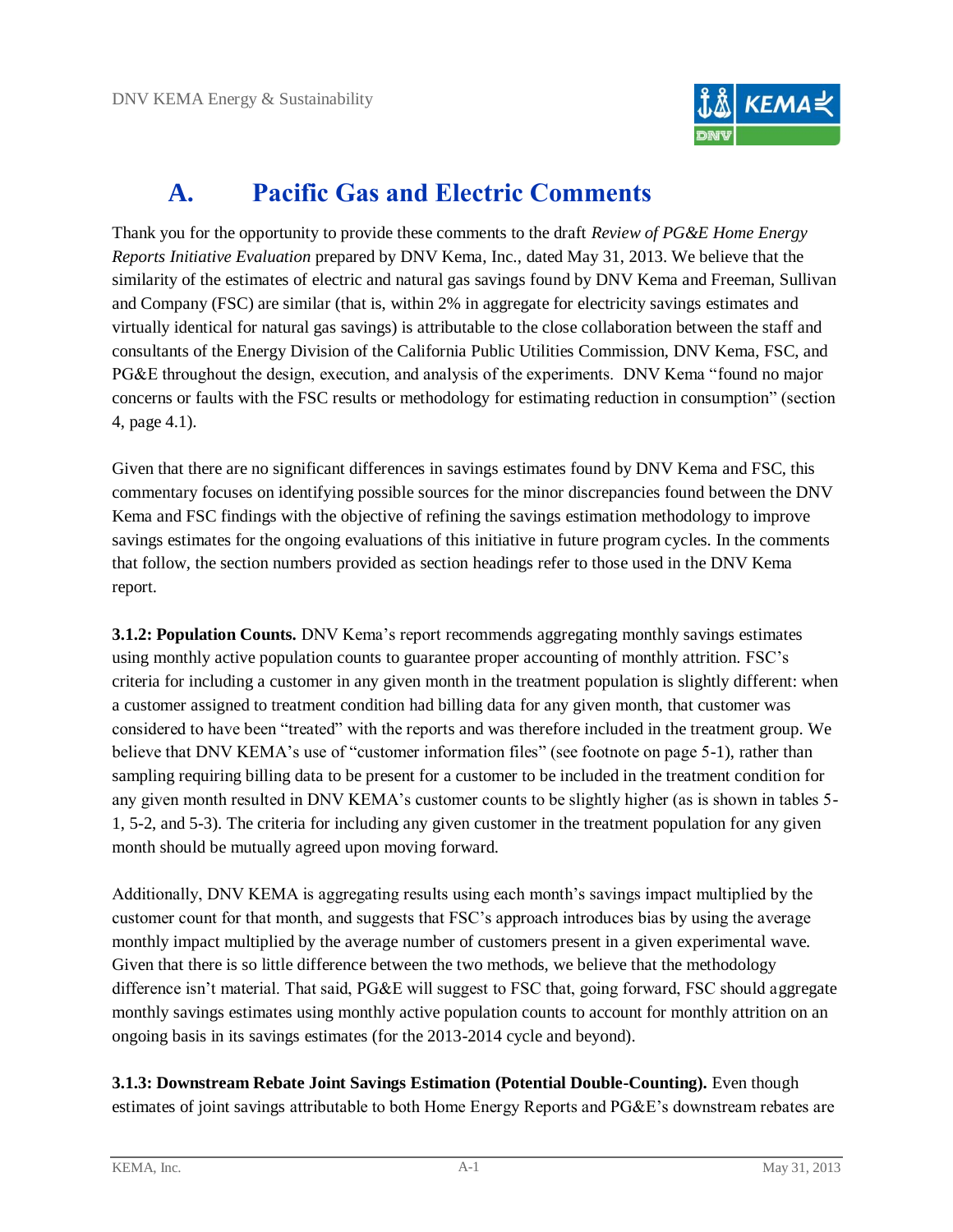# A. Pacific Gas and Electric Comments

Thank you for the opportunity to provide these comments to the draft *Review of PG&E Home Energy Reports Initiative Evaluation* prepared by DNV Kema, Inc., dated May 31, 2013. We believe that the similarity of the estimates of electric and natural gas savings found by DNV Kema and Freeman, Sullivan and Company (FSC) are similar (that is, within 2% in aggregate for electricity savings estimates and virtually identical for natural gas savings) is attributable to the close collaboration between the staff and consultants of the Energy Division of the California Public Utilities Commission, DNV Kema, FSC, and PG&E throughout the design, execution, and analysis of the experiments. DNV Kema "found no major concerns or faults with the FSC results or methodology for estimating reduction in consumption" (section 4, page 4.1).

Given that there are no significant differences in savings estimates found by DNV Kema and FSC, this commentary focuses on identifying possible sources for the minor discrepancies found between the DNV Kema and FSC findings with the objective of refining the savings estimation methodology to improve savings estimates for the ongoing evaluations of this initiative in future program cycles. In the comments that follow, the section numbers provided as section headings refer to those used in the DNV Kema report.

**3.1.2: Population Counts.** DNV Kema's report recommends aggregating monthly savings estimates using monthly active population counts to guarantee proper accounting of monthly attrition. FSC's criteria for including a customer in any given month in the treatment population is slightly different: when a customer assigned to treatment condition had billing data for any given month, that customer was considered to have been "treated" with the reports and was therefore included in the treatment group. We believe that DNV KEMA's use of "customer information files" (see footnote on page 5-1), rather than sampling requiring billing data to be present for a customer to be included in the treatment condition for any given month resulted in DNV KEMA's customer counts to be slightly higher (as is shown in tables 5-1, 5-2, and 5-3). The criteria for including any given customer in the treatment population for any given month should be mutually agreed upon moving forward.

Additionally, DNV KEMA is aggregating results using each month's savings impact multiplied by the customer count for that month, and suggests that FSC's approach introduces bias by using the average monthly impact multiplied by the average number of customers present in a given experimental wave. Given that there is so little difference between the two methods, we believe that the methodology difference isn't material. That said, PG&E will suggest to FSC that, going forward, FSC should aggregate monthly savings estimates using monthly active population counts to account for monthly attrition on an ongoing basis in its savings estimates (for the 2013-2014 cycle and beyond).

**3.1.3: Downstream Rebate Joint Savings Estimation (Potential Double-Counting).** Even though estimates of joint savings attributable to both Home Energy Reports and PG&E's downstream rebates are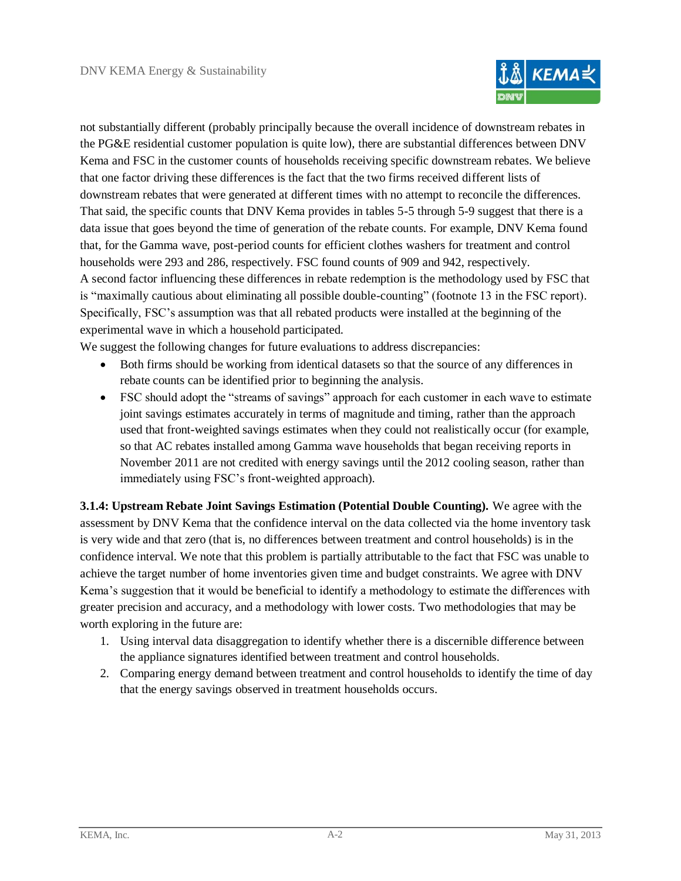not substantially different (probably principally because the overall incidence of downstream rebates in the PG&E residential customer population is quite low), there are substantial differences between DNV Kema and FSC in the customer counts of households receiving specific downstream rebates. We believe that one factor driving these differences is the fact that the two firms received different lists of downstream rebates that were generated at different times with no attempt to reconcile the differences. That said, the specific counts that DNV Kema provides in tables 5-5 through 5-9 suggest that there is a data issue that goes beyond the time of generation of the rebate counts. For example, DNV Kema found that, for the Gamma wave, post-period counts for efficient clothes washers for treatment and control households were 293 and 286, respectively. FSC found counts of 909 and 942, respectively.

A second factor influencing these differences in rebate redemption is the methodology used by FSC that is "maximally cautious about eliminating all possible double-counting" (footnote 13 in the FSC report). Specifically, FSC's assumption was that all rebated products were installed at the beginning of the experimental wave in which a household participated.

We suggest the following changes for future evaluations to address discrepancies:

- Both firms should be working from identical datasets so that the source of any differences in rebate counts can be identified prior to beginning the analysis.
- FSC should adopt the "streams of savings" approach for each customer in each wave to estimate joint savings estimates accurately in terms of magnitude and timing, rather than the approach used that front-weighted savings estimates when they could not realistically occur (for example, so that AC rebates installed among Gamma wave households that began receiving reports in November 2011 are not credited with energy savings until the 2012 cooling season, rather than immediately using FSC's front-weighted approach).

**3.1.4: Upstream Rebate Joint Savings Estimation (Potential Double Counting).** We agree with the assessment by DNV Kema that the confidence interval on the data collected via the home inventory task is very wide and that zero (that is, no differences between treatment and control households) is in the confidence interval. We note that this problem is partially attributable to the fact that FSC was unable to achieve the target number of home inventories given time and budget constraints. We agree with DNV Kema's suggestion that it would be beneficial to identify a methodology to estimate the differences with greater precision and accuracy, and a methodology with lower costs. Two methodologies that may be worth exploring in the future are:

1. Using interval data disaggregation to identify whether there is a discernible difference between the appliance signatures identified between treatment and control households.
2. Comparing energy demand between treatment and control households to identify the time of day that the energy savings observed in treatment households occurs.